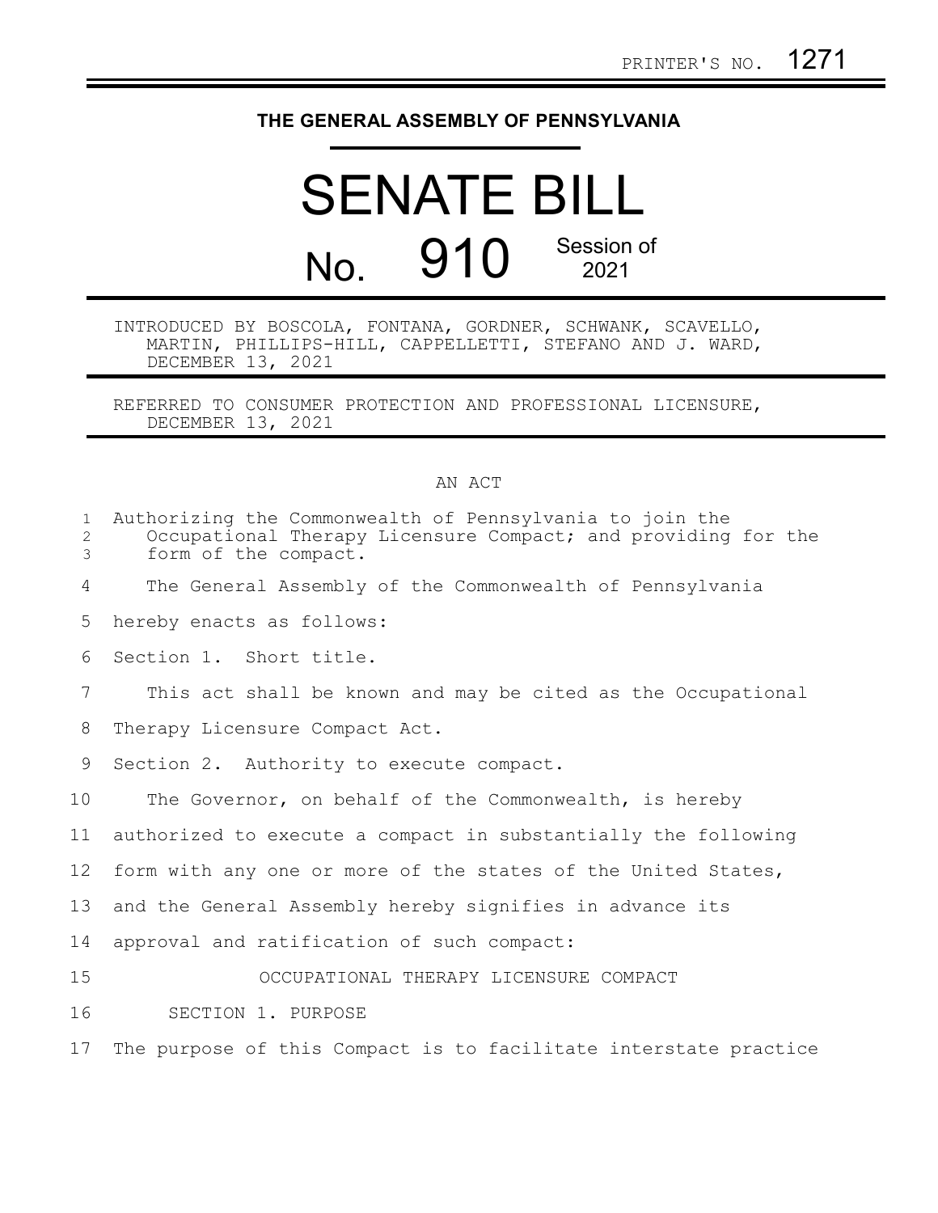PRINTER'S NO. 1271

# THE GENERAL ASSEMBLY OF PENNSYLVANIA

# SENATE BILL

## No. 910 Session of 2021

INTRODUCED BY BOSCOLA, FONTANA, GORDNER, SCHWANK, SCAVELLO, MARTIN, PHILLIPS-HILL, CAPPELLETTI, STEFANO AND J. WARD, DECEMBER 13, 2021

REFERRED TO CONSUMER PROTECTION AND PROFESSIONAL LICENSURE, DECEMBER 13, 2021

AN ACT

Authorizing the Commonwealth of Pennsylvania to join the Occupational Therapy Licensure Compact; and providing for the form of the compact.

The General Assembly of the Commonwealth of Pennsylvania hereby enacts as follows:

Section 1. Short title.

This act shall be known and may be cited as the Occupational Therapy Licensure Compact Act.

Section 2. Authority to execute compact.

The Governor, on behalf of the Commonwealth, is hereby authorized to execute a compact in substantially the following form with any one or more of the states of the United States, and the General Assembly hereby signifies in advance its approval and ratification of such compact:

OCCUPATIONAL THERAPY LICENSURE COMPACT

SECTION 1. PURPOSE

The purpose of this Compact is to facilitate interstate practice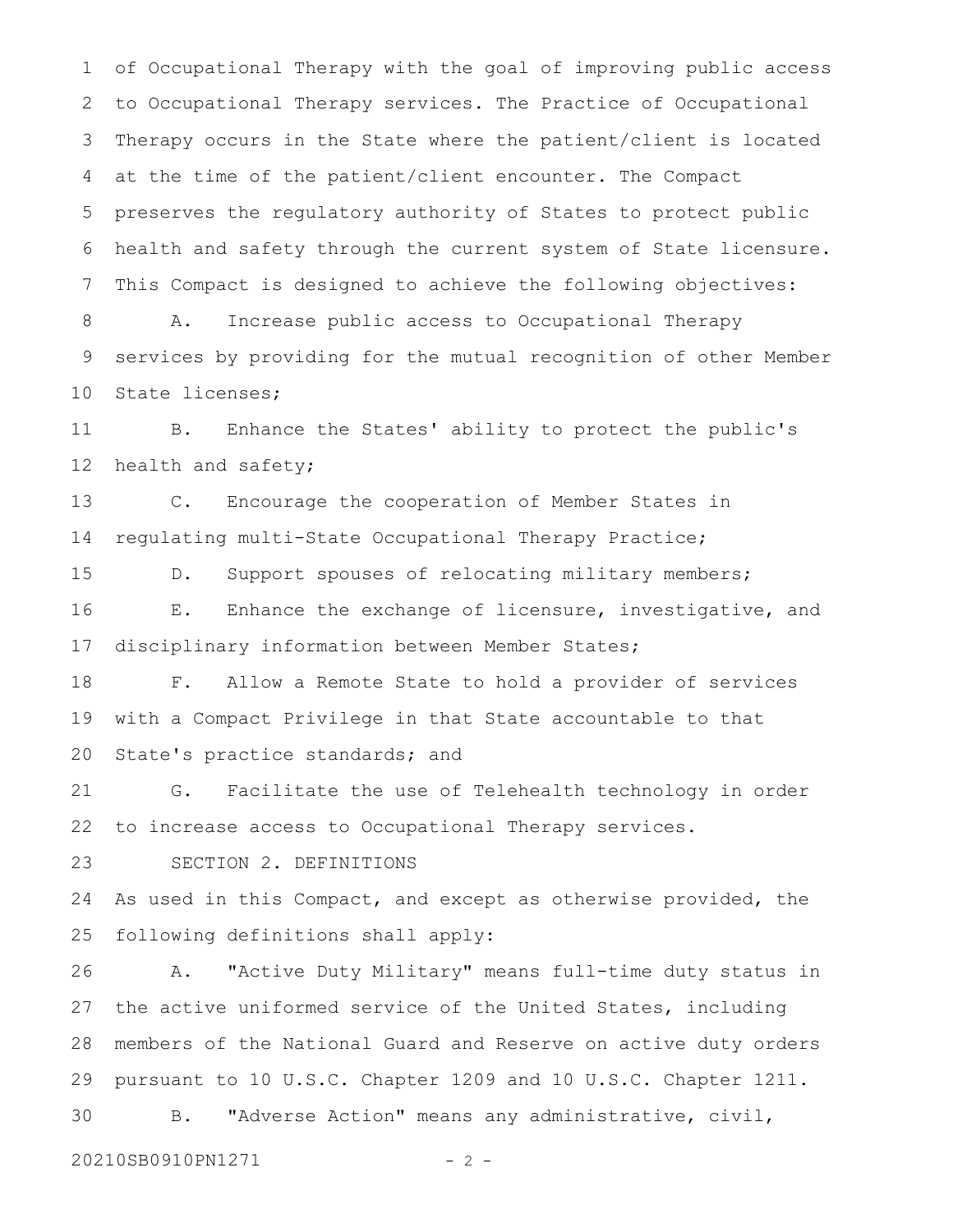of Occupational Therapy with the goal of improving public access to Occupational Therapy services. The Practice of Occupational Therapy occurs in the State where the patient/client is located at the time of the patient/client encounter. The Compact preserves the regulatory authority of States to protect public health and safety through the current system of State licensure. This Compact is designed to achieve the following objectives:

A. Increase public access to Occupational Therapy services by providing for the mutual recognition of other Member State licenses;

B. Enhance the States' ability to protect the public's health and safety;

C. Encourage the cooperation of Member States in regulating multi-State Occupational Therapy Practice;

D. Support spouses of relocating military members;

E. Enhance the exchange of licensure, investigative, and disciplinary information between Member States;

F. Allow a Remote State to hold a provider of services with a Compact Privilege in that State accountable to that State's practice standards; and

G. Facilitate the use of Telehealth technology in order to increase access to Occupational Therapy services.

SECTION 2. DEFINITIONS

As used in this Compact, and except as otherwise provided, the following definitions shall apply:

A. "Active Duty Military" means full-time duty status in the active uniformed service of the United States, including members of the National Guard and Reserve on active duty orders pursuant to 10 U.S.C. Chapter 1209 and 10 U.S.C. Chapter 1211.

B. "Adverse Action" means any administrative, civil,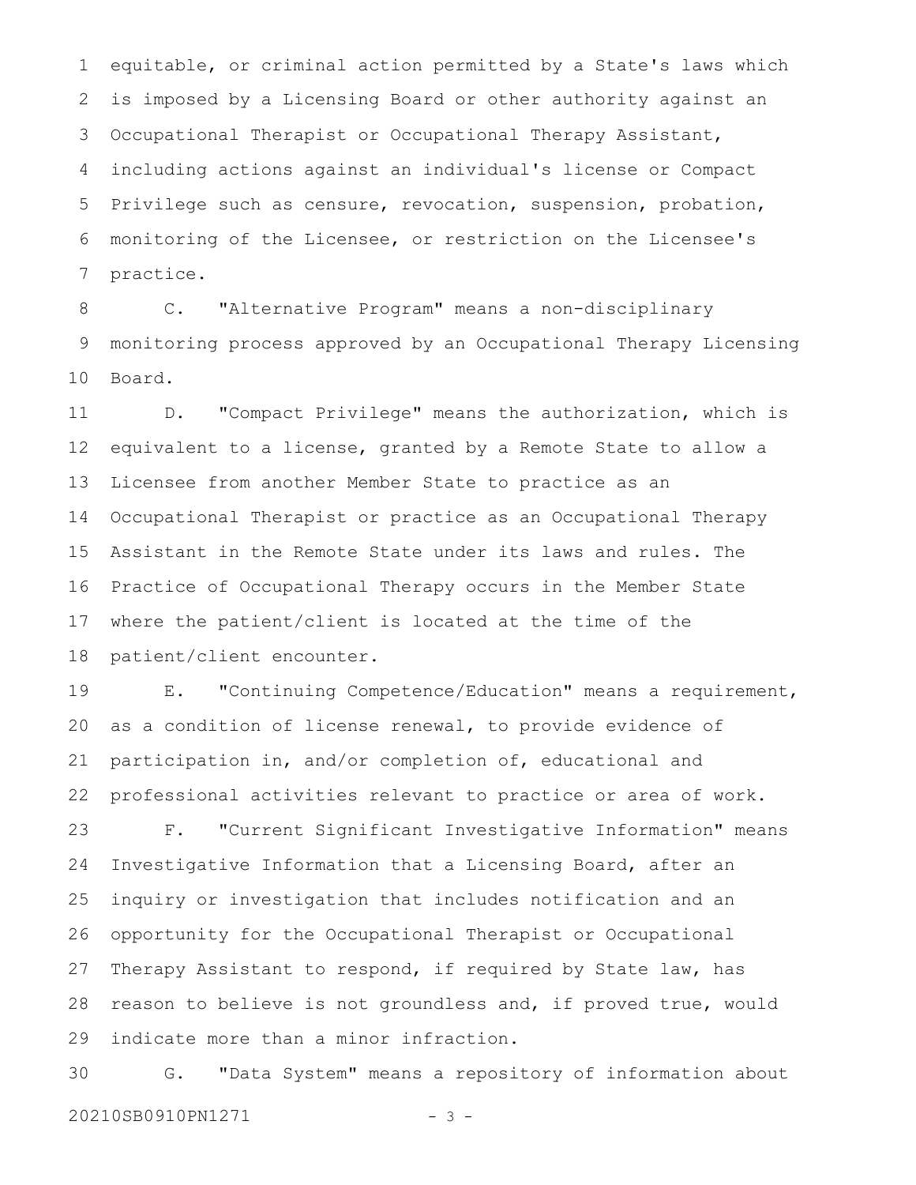equitable, or criminal action permitted by a State's laws which is imposed by a Licensing Board or other authority against an Occupational Therapist or Occupational Therapy Assistant, including actions against an individual's license or Compact Privilege such as censure, revocation, suspension, probation, monitoring of the Licensee, or restriction on the Licensee's practice.

C. "Alternative Program" means a non-disciplinary monitoring process approved by an Occupational Therapy Licensing Board.

D. "Compact Privilege" means the authorization, which is equivalent to a license, granted by a Remote State to allow a Licensee from another Member State to practice as an Occupational Therapist or practice as an Occupational Therapy Assistant in the Remote State under its laws and rules. The Practice of Occupational Therapy occurs in the Member State where the patient/client is located at the time of the patient/client encounter.

E. "Continuing Competence/Education" means a requirement, as a condition of license renewal, to provide evidence of participation in, and/or completion of, educational and professional activities relevant to practice or area of work.

F. "Current Significant Investigative Information" means Investigative Information that a Licensing Board, after an inquiry or investigation that includes notification and an opportunity for the Occupational Therapist or Occupational Therapy Assistant to respond, if required by State law, has reason to believe is not groundless and, if proved true, would indicate more than a minor infraction.

G. "Data System" means a repository of information about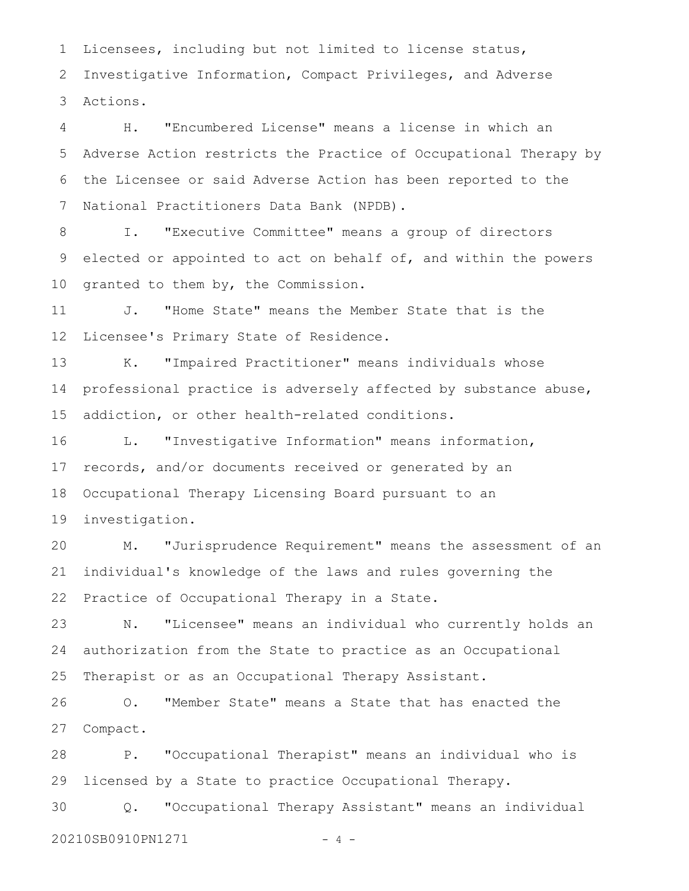Licensees, including but not limited to license status, Investigative Information, Compact Privileges, and Adverse Actions.

H. "Encumbered License" means a license in which an Adverse Action restricts the Practice of Occupational Therapy by the Licensee or said Adverse Action has been reported to the National Practitioners Data Bank (NPDB).

I. "Executive Committee" means a group of directors elected or appointed to act on behalf of, and within the powers granted to them by, the Commission.

J. "Home State" means the Member State that is the Licensee's Primary State of Residence.

K. "Impaired Practitioner" means individuals whose professional practice is adversely affected by substance abuse, addiction, or other health-related conditions.

L. "Investigative Information" means information, records, and/or documents received or generated by an Occupational Therapy Licensing Board pursuant to an investigation.

M. "Jurisprudence Requirement" means the assessment of an individual's knowledge of the laws and rules governing the Practice of Occupational Therapy in a State.

N. "Licensee" means an individual who currently holds an authorization from the State to practice as an Occupational Therapist or as an Occupational Therapy Assistant.

O. "Member State" means a State that has enacted the Compact.

P. "Occupational Therapist" means an individual who is licensed by a State to practice Occupational Therapy.

Q. "Occupational Therapy Assistant" means an individual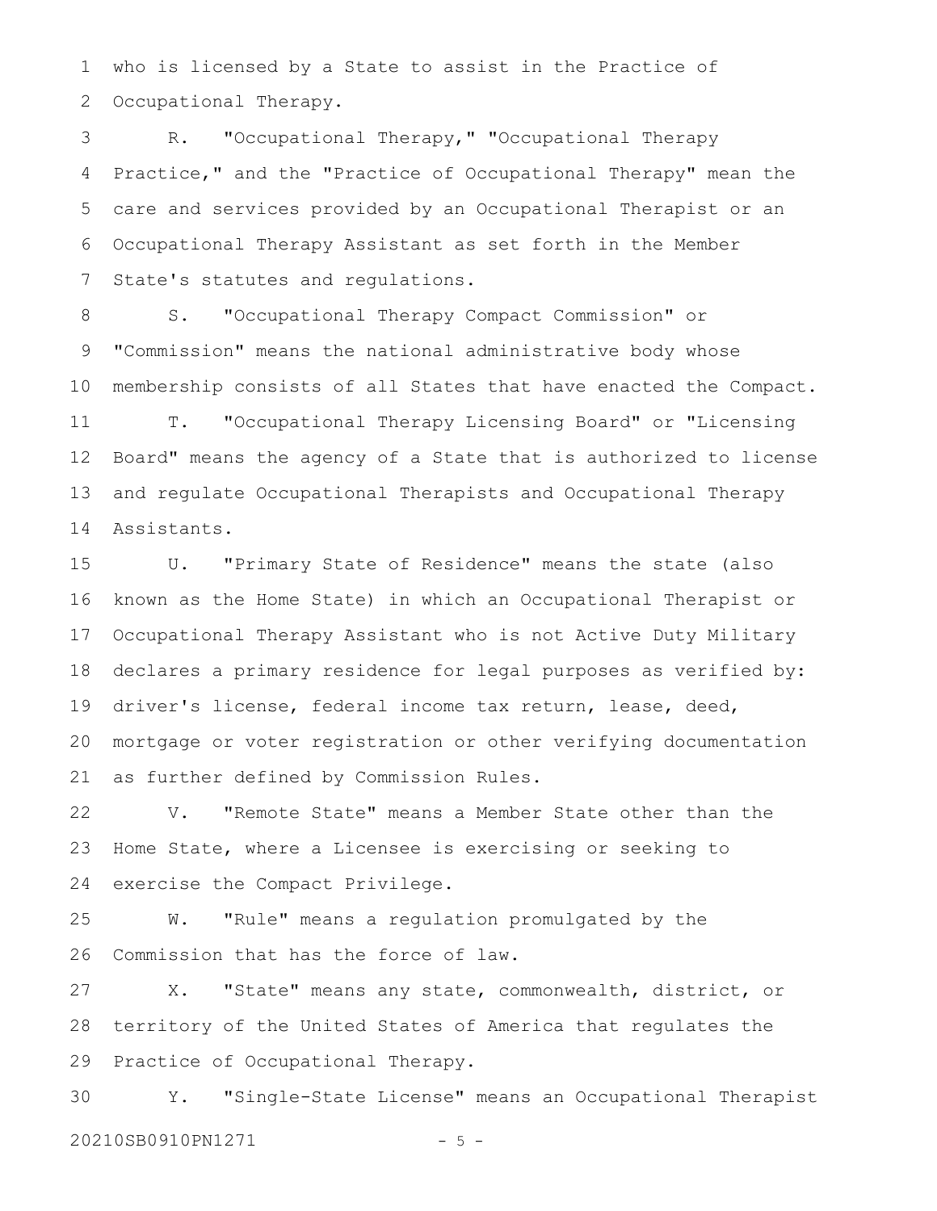who is licensed by a State to assist in the Practice of Occupational Therapy.

R. "Occupational Therapy," "Occupational Therapy Practice," and the "Practice of Occupational Therapy" mean the care and services provided by an Occupational Therapist or an Occupational Therapy Assistant as set forth in the Member State's statutes and regulations.

S. "Occupational Therapy Compact Commission" or "Commission" means the national administrative body whose membership consists of all States that have enacted the Compact.

T. "Occupational Therapy Licensing Board" or "Licensing Board" means the agency of a State that is authorized to license and regulate Occupational Therapists and Occupational Therapy Assistants.

U. "Primary State of Residence" means the state (also known as the Home State) in which an Occupational Therapist or Occupational Therapy Assistant who is not Active Duty Military declares a primary residence for legal purposes as verified by: driver's license, federal income tax return, lease, deed, mortgage or voter registration or other verifying documentation as further defined by Commission Rules.

V. "Remote State" means a Member State other than the Home State, where a Licensee is exercising or seeking to exercise the Compact Privilege.

W. "Rule" means a regulation promulgated by the Commission that has the force of law.

X. "State" means any state, commonwealth, district, or territory of the United States of America that regulates the Practice of Occupational Therapy.

Y. "Single-State License" means an Occupational Therapist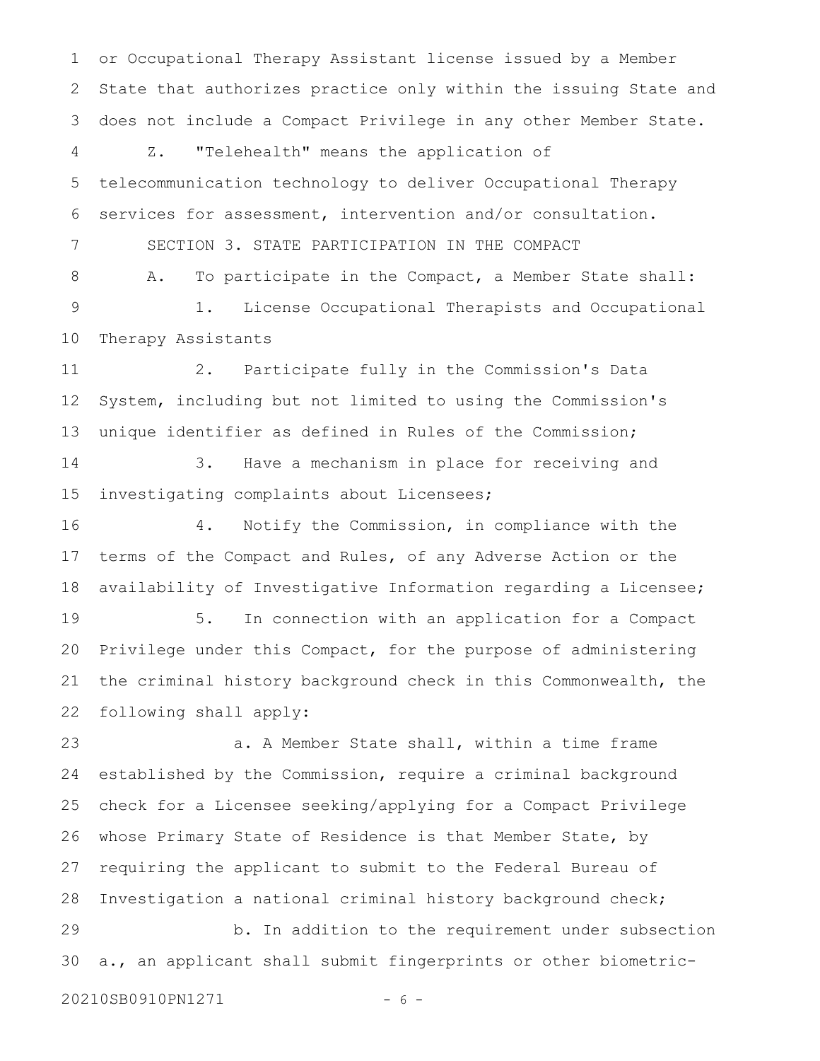or Occupational Therapy Assistant license issued by a Member State that authorizes practice only within the issuing State and does not include a Compact Privilege in any other Member State.

Z. "Telehealth" means the application of telecommunication technology to deliver Occupational Therapy services for assessment, intervention and/or consultation.

SECTION 3. STATE PARTICIPATION IN THE COMPACT

A. To participate in the Compact, a Member State shall:

1. License Occupational Therapists and Occupational Therapy Assistants

2. Participate fully in the Commission's Data System, including but not limited to using the Commission's unique identifier as defined in Rules of the Commission;

3. Have a mechanism in place for receiving and investigating complaints about Licensees;

4. Notify the Commission, in compliance with the terms of the Compact and Rules, of any Adverse Action or the availability of Investigative Information regarding a Licensee;

5. In connection with an application for a Compact Privilege under this Compact, for the purpose of administering the criminal history background check in this Commonwealth, the following shall apply:

a. A Member State shall, within a time frame established by the Commission, require a criminal background check for a Licensee seeking/applying for a Compact Privilege whose Primary State of Residence is that Member State, by requiring the applicant to submit to the Federal Bureau of Investigation a national criminal history background check;

b. In addition to the requirement under subsection a., an applicant shall submit fingerprints or other biometric-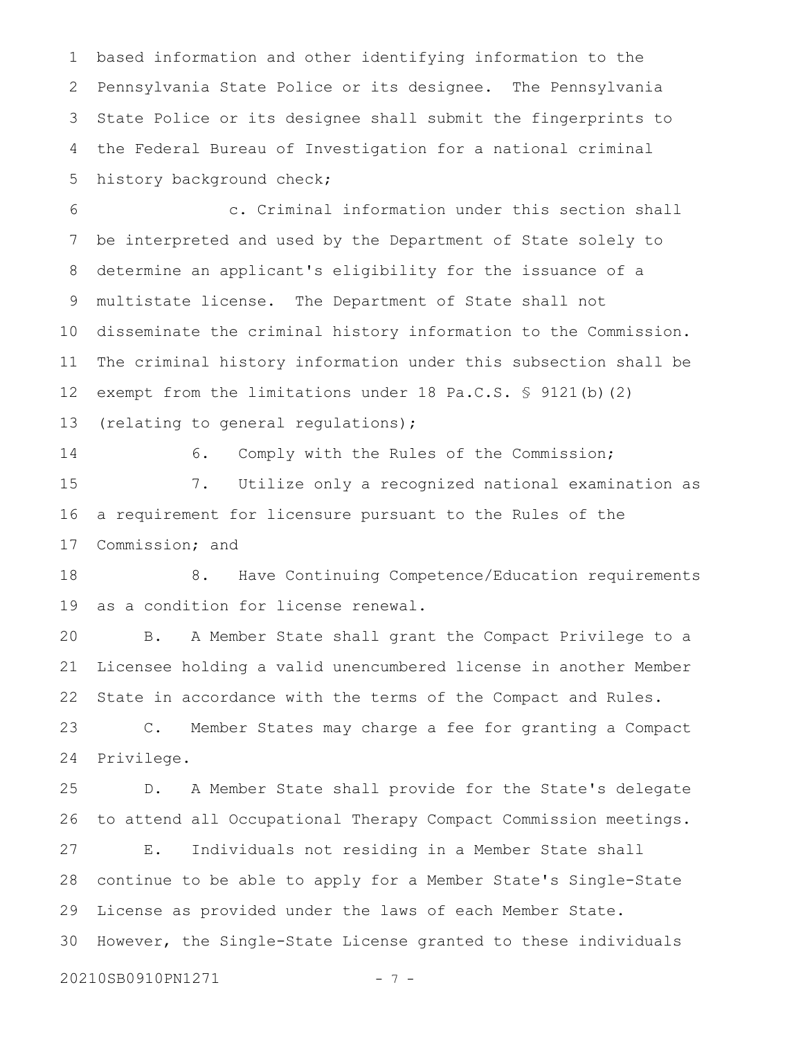based information and other identifying information to the Pennsylvania State Police or its designee. The Pennsylvania State Police or its designee shall submit the fingerprints to the Federal Bureau of Investigation for a national criminal history background check;

c. Criminal information under this section shall be interpreted and used by the Department of State solely to determine an applicant's eligibility for the issuance of a multistate license. The Department of State shall not disseminate the criminal history information to the Commission. The criminal history information under this subsection shall be exempt from the limitations under 18 Pa.C.S. § 9121(b)(2) (relating to general regulations);

6. Comply with the Rules of the Commission;

7. Utilize only a recognized national examination as a requirement for licensure pursuant to the Rules of the Commission; and

8. Have Continuing Competence/Education requirements as a condition for license renewal.

B. A Member State shall grant the Compact Privilege to a Licensee holding a valid unencumbered license in another Member State in accordance with the terms of the Compact and Rules.

C. Member States may charge a fee for granting a Compact Privilege.

D. A Member State shall provide for the State's delegate to attend all Occupational Therapy Compact Commission meetings.

E. Individuals not residing in a Member State shall continue to be able to apply for a Member State's Single-State License as provided under the laws of each Member State. However, the Single-State License granted to these individuals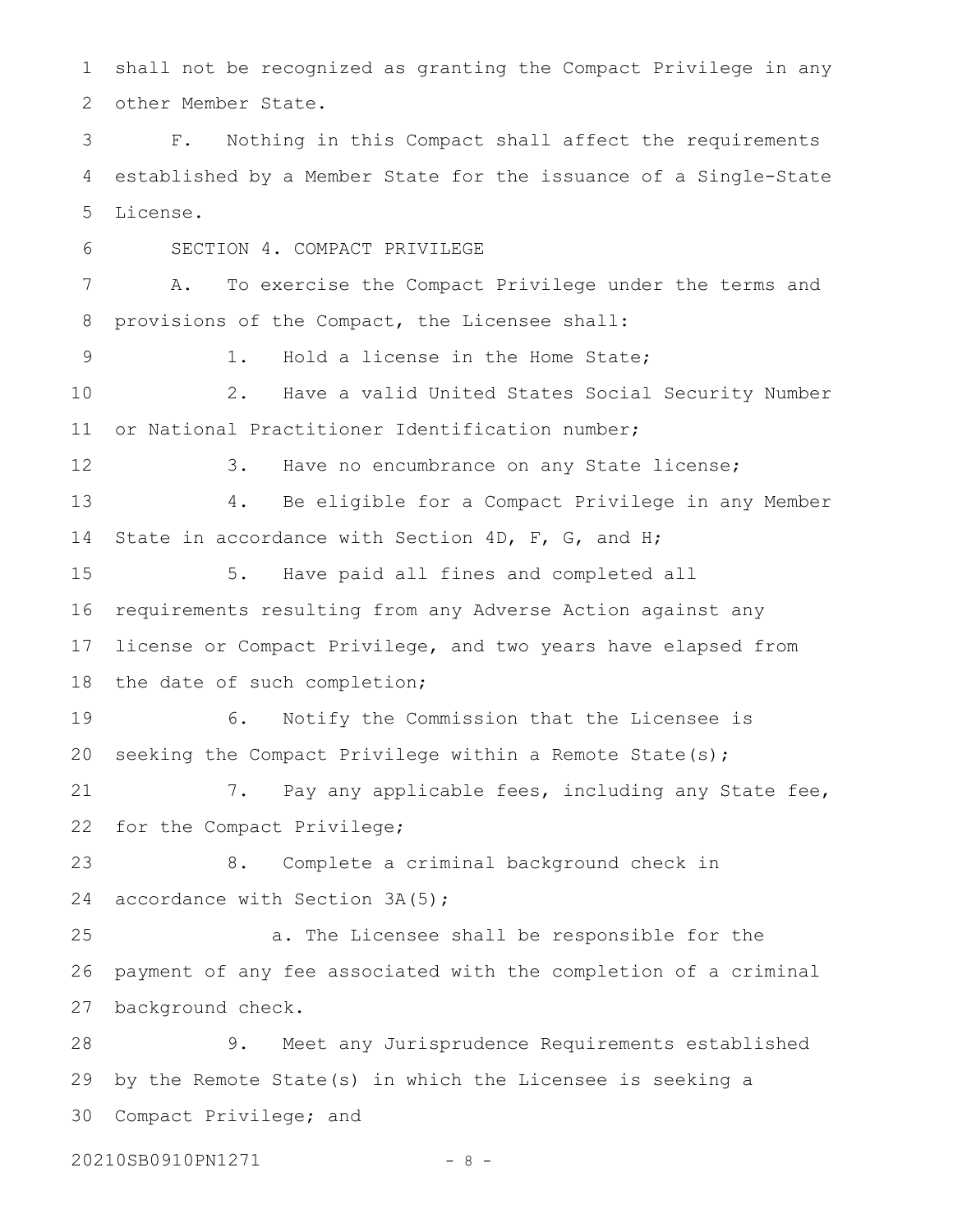shall not be recognized as granting the Compact Privilege in any other Member State.

F. Nothing in this Compact shall affect the requirements established by a Member State for the issuance of a Single-State License.

SECTION 4. COMPACT PRIVILEGE

A. To exercise the Compact Privilege under the terms and provisions of the Compact, the Licensee shall:

1. Hold a license in the Home State;

2. Have a valid United States Social Security Number or National Practitioner Identification number;

3. Have no encumbrance on any State license;

4. Be eligible for a Compact Privilege in any Member State in accordance with Section 4D, F, G, and H;

5. Have paid all fines and completed all requirements resulting from any Adverse Action against any license or Compact Privilege, and two years have elapsed from the date of such completion;

6. Notify the Commission that the Licensee is seeking the Compact Privilege within a Remote State(s);

7. Pay any applicable fees, including any State fee, for the Compact Privilege;

8. Complete a criminal background check in accordance with Section 3A(5);

a. The Licensee shall be responsible for the payment of any fee associated with the completion of a criminal background check.

9. Meet any Jurisprudence Requirements established by the Remote State(s) in which the Licensee is seeking a Compact Privilege; and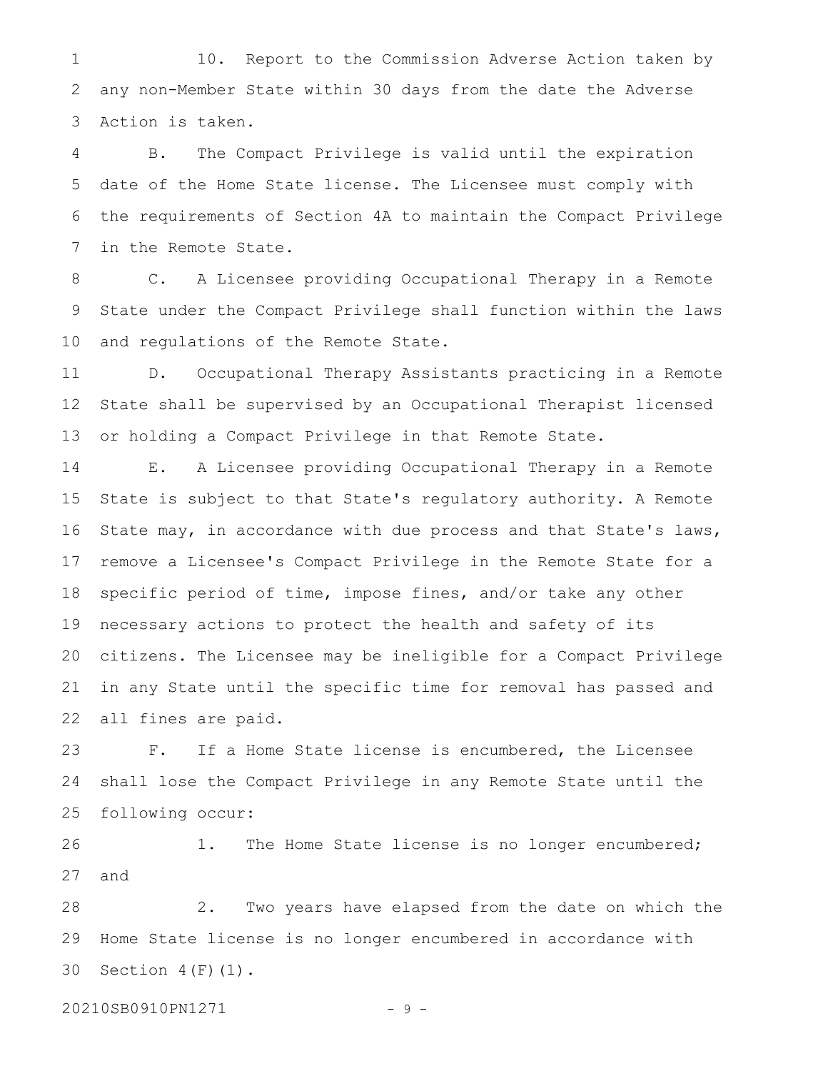10. Report to the Commission Adverse Action taken by any non-Member State within 30 days from the date the Adverse Action is taken.

B. The Compact Privilege is valid until the expiration date of the Home State license. The Licensee must comply with the requirements of Section 4A to maintain the Compact Privilege in the Remote State.

C. A Licensee providing Occupational Therapy in a Remote State under the Compact Privilege shall function within the laws and regulations of the Remote State.

D. Occupational Therapy Assistants practicing in a Remote State shall be supervised by an Occupational Therapist licensed or holding a Compact Privilege in that Remote State.

E. A Licensee providing Occupational Therapy in a Remote State is subject to that State's regulatory authority. A Remote State may, in accordance with due process and that State's laws, remove a Licensee's Compact Privilege in the Remote State for a specific period of time, impose fines, and/or take any other necessary actions to protect the health and safety of its citizens. The Licensee may be ineligible for a Compact Privilege in any State until the specific time for removal has passed and all fines are paid.

F. If a Home State license is encumbered, the Licensee shall lose the Compact Privilege in any Remote State until the following occur:

1. The Home State license is no longer encumbered; and

2. Two years have elapsed from the date on which the Home State license is no longer encumbered in accordance with Section 4(F)(1).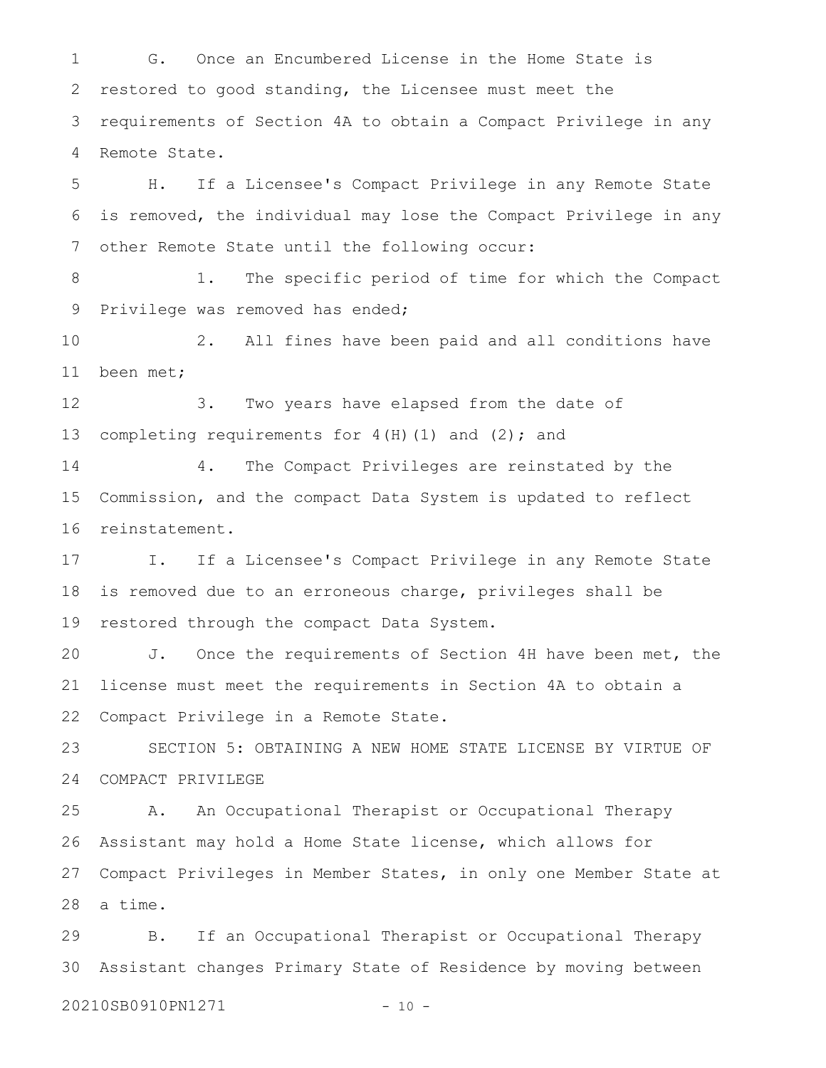G. Once an Encumbered License in the Home State is restored to good standing, the Licensee must meet the requirements of Section 4A to obtain a Compact Privilege in any Remote State.

H. If a Licensee's Compact Privilege in any Remote State is removed, the individual may lose the Compact Privilege in any other Remote State until the following occur:

1. The specific period of time for which the Compact Privilege was removed has ended;

2. All fines have been paid and all conditions have been met;

3. Two years have elapsed from the date of completing requirements for 4(H)(1) and (2); and

4. The Compact Privileges are reinstated by the Commission, and the compact Data System is updated to reflect reinstatement.

I. If a Licensee's Compact Privilege in any Remote State is removed due to an erroneous charge, privileges shall be restored through the compact Data System.

J. Once the requirements of Section 4H have been met, the license must meet the requirements in Section 4A to obtain a Compact Privilege in a Remote State.

SECTION 5: OBTAINING A NEW HOME STATE LICENSE BY VIRTUE OF COMPACT PRIVILEGE

A. An Occupational Therapist or Occupational Therapy Assistant may hold a Home State license, which allows for Compact Privileges in Member States, in only one Member State at a time.

B. If an Occupational Therapist or Occupational Therapy Assistant changes Primary State of Residence by moving between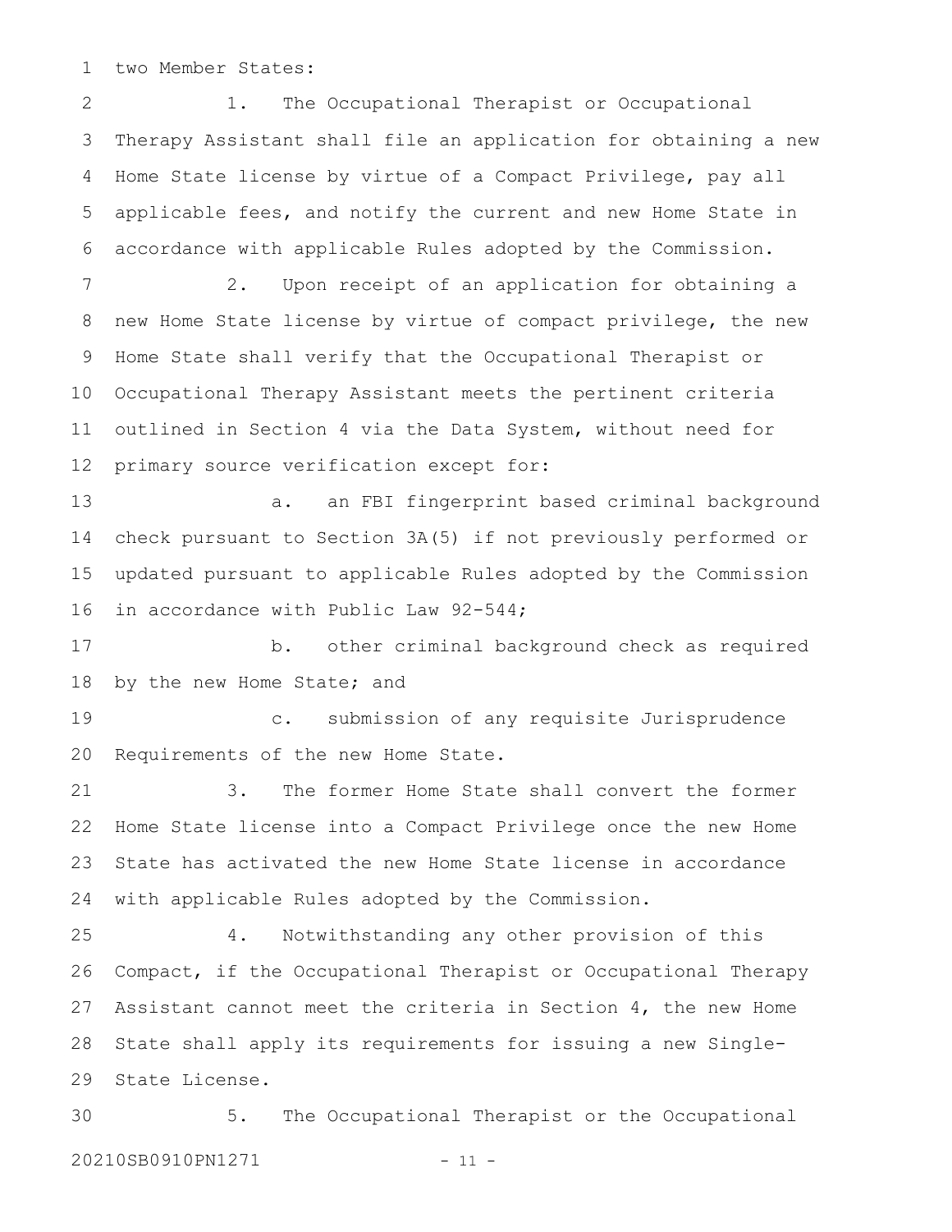two Member States:

1. The Occupational Therapist or Occupational Therapy Assistant shall file an application for obtaining a new Home State license by virtue of a Compact Privilege, pay all applicable fees, and notify the current and new Home State in accordance with applicable Rules adopted by the Commission.

2. Upon receipt of an application for obtaining a new Home State license by virtue of compact privilege, the new Home State shall verify that the Occupational Therapist or Occupational Therapy Assistant meets the pertinent criteria outlined in Section 4 via the Data System, without need for primary source verification except for:

a. an FBI fingerprint based criminal background check pursuant to Section 3A(5) if not previously performed or updated pursuant to applicable Rules adopted by the Commission in accordance with Public Law 92-544;

b. other criminal background check as required by the new Home State; and

c. submission of any requisite Jurisprudence Requirements of the new Home State.

3. The former Home State shall convert the former Home State license into a Compact Privilege once the new Home State has activated the new Home State license in accordance with applicable Rules adopted by the Commission.

4. Notwithstanding any other provision of this Compact, if the Occupational Therapist or Occupational Therapy Assistant cannot meet the criteria in Section 4, the new Home State shall apply its requirements for issuing a new Single-State License.

5. The Occupational Therapist or the Occupational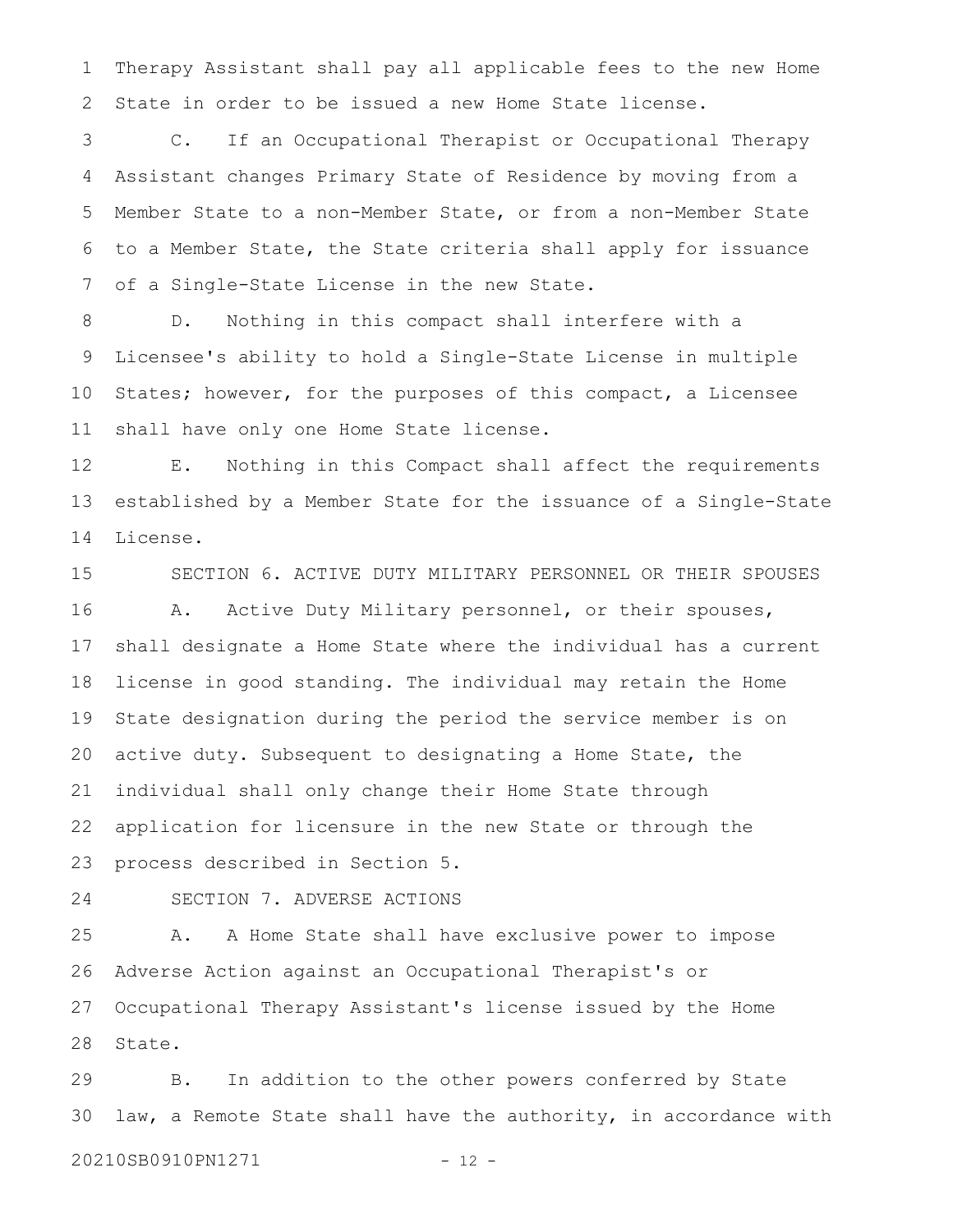Therapy Assistant shall pay all applicable fees to the new Home State in order to be issued a new Home State license.

C. If an Occupational Therapist or Occupational Therapy Assistant changes Primary State of Residence by moving from a Member State to a non-Member State, or from a non-Member State to a Member State, the State criteria shall apply for issuance of a Single-State License in the new State.

D. Nothing in this compact shall interfere with a Licensee's ability to hold a Single-State License in multiple States; however, for the purposes of this compact, a Licensee shall have only one Home State license.

E. Nothing in this Compact shall affect the requirements established by a Member State for the issuance of a Single-State License.

SECTION 6. ACTIVE DUTY MILITARY PERSONNEL OR THEIR SPOUSES

A. Active Duty Military personnel, or their spouses, shall designate a Home State where the individual has a current license in good standing. The individual may retain the Home State designation during the period the service member is on active duty. Subsequent to designating a Home State, the individual shall only change their Home State through application for licensure in the new State or through the process described in Section 5.

SECTION 7. ADVERSE ACTIONS

A. A Home State shall have exclusive power to impose Adverse Action against an Occupational Therapist's or Occupational Therapy Assistant's license issued by the Home State.

B. In addition to the other powers conferred by State law, a Remote State shall have the authority, in accordance with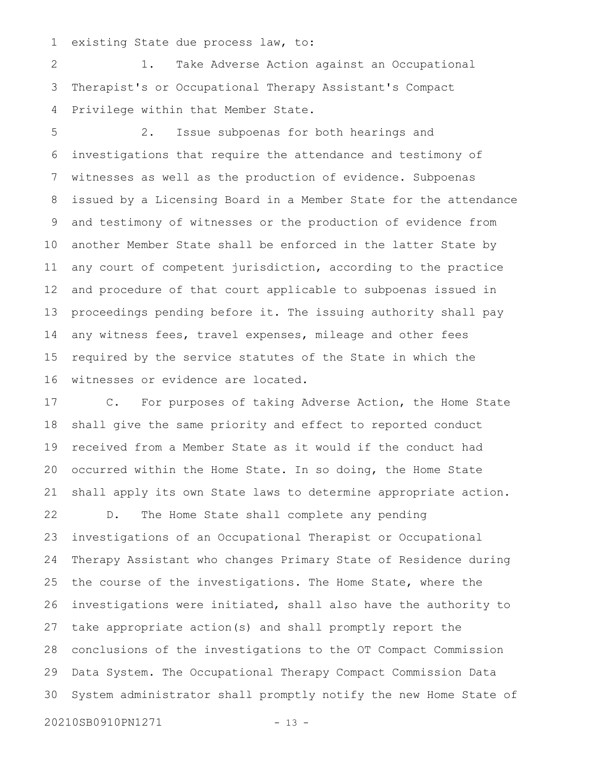existing State due process law, to:

1. Take Adverse Action against an Occupational Therapist's or Occupational Therapy Assistant's Compact Privilege within that Member State.

2. Issue subpoenas for both hearings and investigations that require the attendance and testimony of witnesses as well as the production of evidence. Subpoenas issued by a Licensing Board in a Member State for the attendance and testimony of witnesses or the production of evidence from another Member State shall be enforced in the latter State by any court of competent jurisdiction, according to the practice and procedure of that court applicable to subpoenas issued in proceedings pending before it. The issuing authority shall pay any witness fees, travel expenses, mileage and other fees required by the service statutes of the State in which the witnesses or evidence are located.

C. For purposes of taking Adverse Action, the Home State shall give the same priority and effect to reported conduct received from a Member State as it would if the conduct had occurred within the Home State. In so doing, the Home State shall apply its own State laws to determine appropriate action.

D. The Home State shall complete any pending investigations of an Occupational Therapist or Occupational Therapy Assistant who changes Primary State of Residence during the course of the investigations. The Home State, where the investigations were initiated, shall also have the authority to take appropriate action(s) and shall promptly report the conclusions of the investigations to the OT Compact Commission Data System. The Occupational Therapy Compact Commission Data System administrator shall promptly notify the new Home State of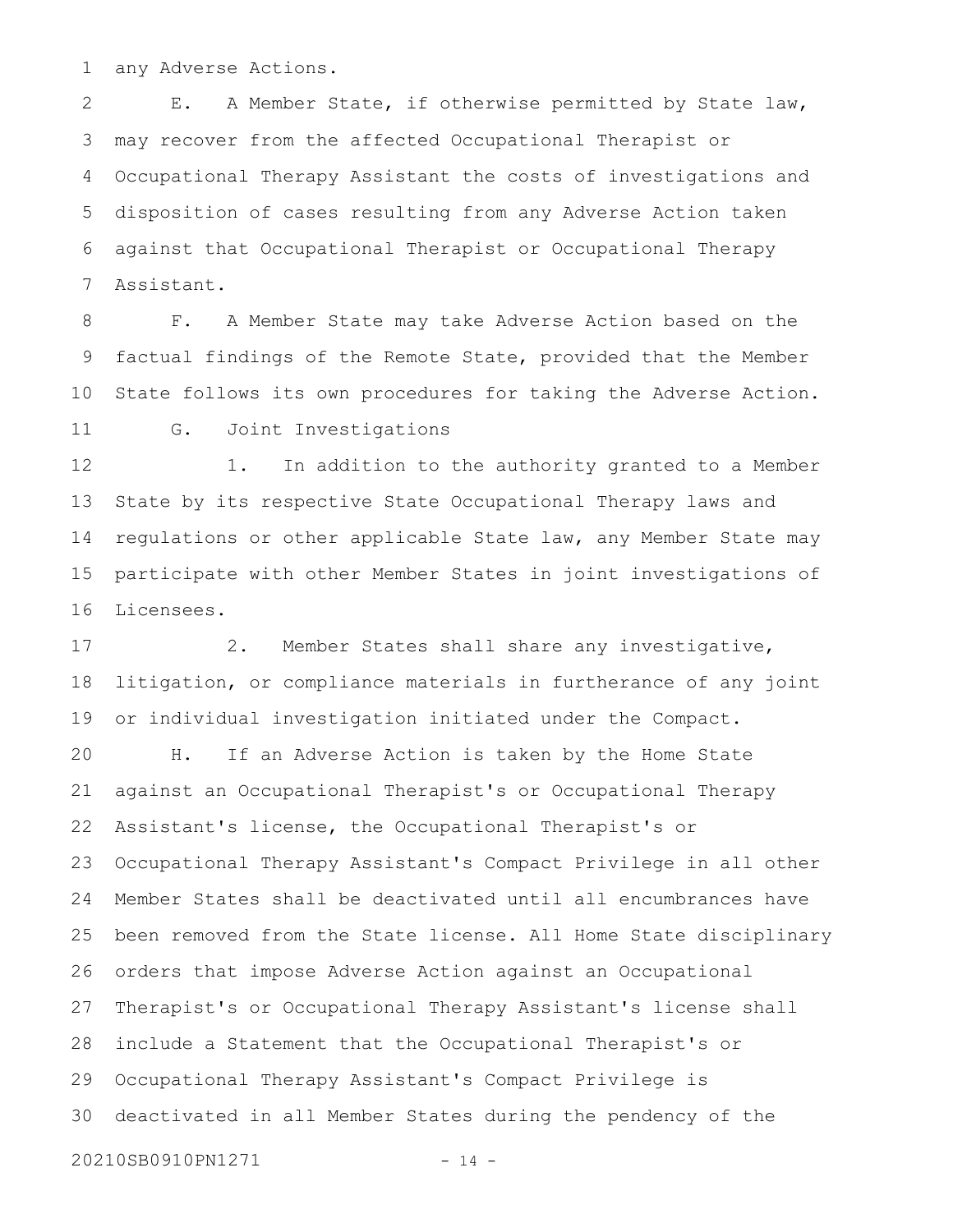any Adverse Actions.

E. A Member State, if otherwise permitted by State law, may recover from the affected Occupational Therapist or Occupational Therapy Assistant the costs of investigations and disposition of cases resulting from any Adverse Action taken against that Occupational Therapist or Occupational Therapy Assistant.

F. A Member State may take Adverse Action based on the factual findings of the Remote State, provided that the Member State follows its own procedures for taking the Adverse Action.

G. Joint Investigations

1. In addition to the authority granted to a Member State by its respective State Occupational Therapy laws and regulations or other applicable State law, any Member State may participate with other Member States in joint investigations of Licensees.

2. Member States shall share any investigative, litigation, or compliance materials in furtherance of any joint or individual investigation initiated under the Compact.

H. If an Adverse Action is taken by the Home State against an Occupational Therapist's or Occupational Therapy Assistant's license, the Occupational Therapist's or Occupational Therapy Assistant's Compact Privilege in all other Member States shall be deactivated until all encumbrances have been removed from the State license. All Home State disciplinary orders that impose Adverse Action against an Occupational Therapist's or Occupational Therapy Assistant's license shall include a Statement that the Occupational Therapist's or Occupational Therapy Assistant's Compact Privilege is deactivated in all Member States during the pendency of the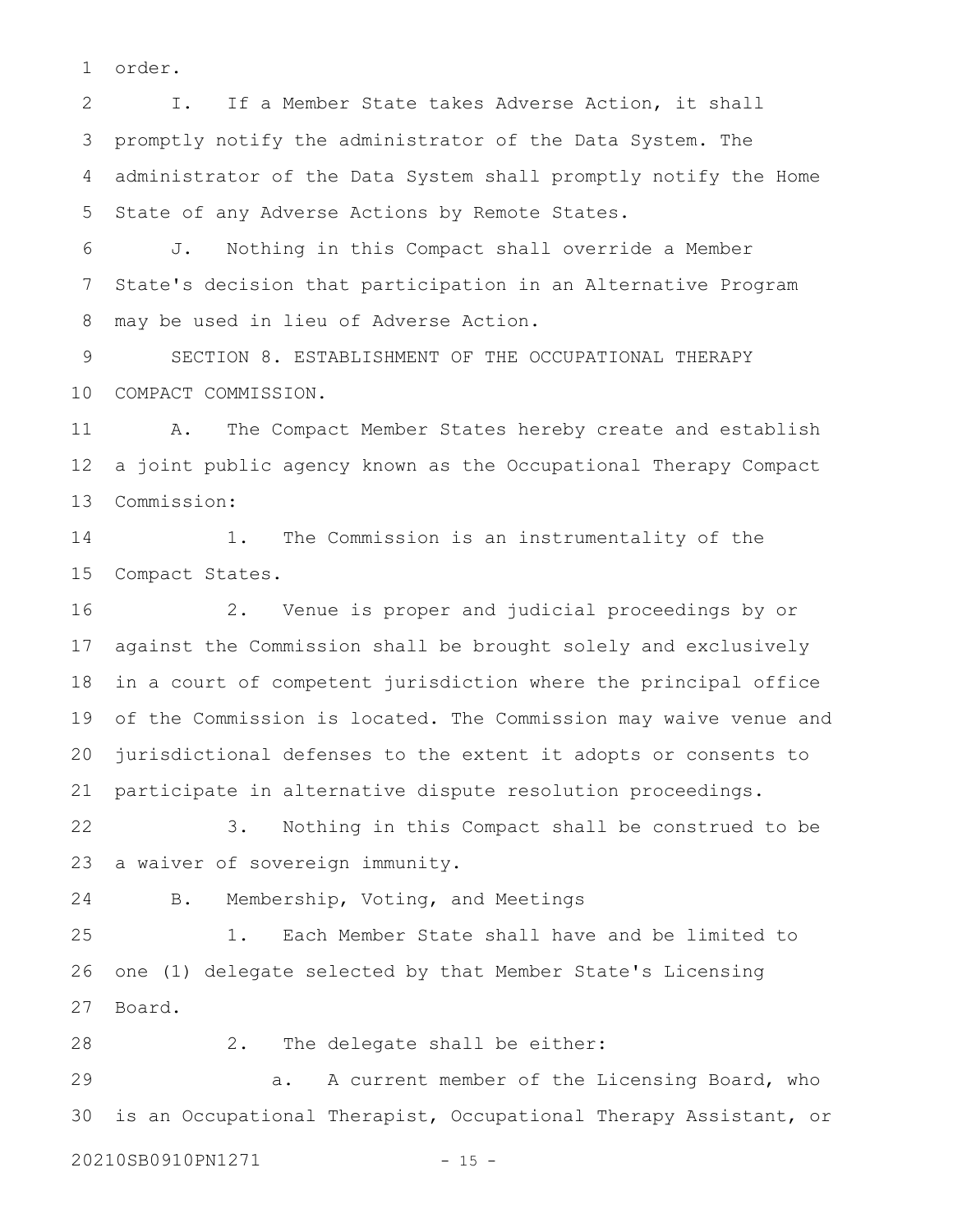order.

I. If a Member State takes Adverse Action, it shall promptly notify the administrator of the Data System. The administrator of the Data System shall promptly notify the Home State of any Adverse Actions by Remote States.

J. Nothing in this Compact shall override a Member State's decision that participation in an Alternative Program may be used in lieu of Adverse Action.

SECTION 8. ESTABLISHMENT OF THE OCCUPATIONAL THERAPY COMPACT COMMISSION.

A. The Compact Member States hereby create and establish a joint public agency known as the Occupational Therapy Compact Commission:

1. The Commission is an instrumentality of the Compact States.

2. Venue is proper and judicial proceedings by or against the Commission shall be brought solely and exclusively in a court of competent jurisdiction where the principal office of the Commission is located. The Commission may waive venue and jurisdictional defenses to the extent it adopts or consents to participate in alternative dispute resolution proceedings.

3. Nothing in this Compact shall be construed to be a waiver of sovereign immunity.

B. Membership, Voting, and Meetings

1. Each Member State shall have and be limited to one (1) delegate selected by that Member State's Licensing Board.

2. The delegate shall be either:

a. A current member of the Licensing Board, who is an Occupational Therapist, Occupational Therapy Assistant, or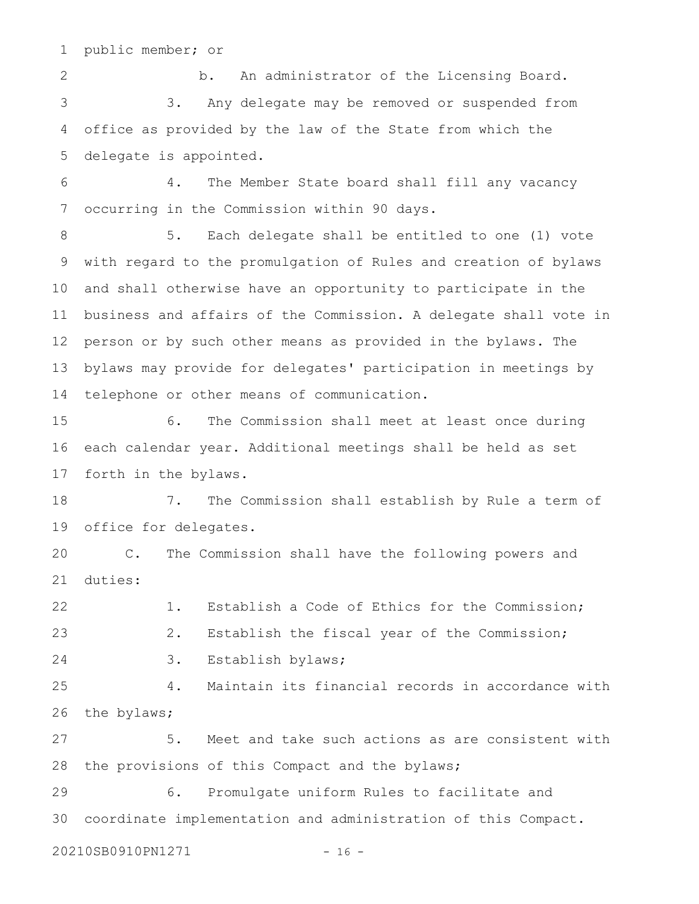public member; or

b. An administrator of the Licensing Board.

3. Any delegate may be removed or suspended from office as provided by the law of the State from which the delegate is appointed.

4. The Member State board shall fill any vacancy occurring in the Commission within 90 days.

5. Each delegate shall be entitled to one (1) vote with regard to the promulgation of Rules and creation of bylaws and shall otherwise have an opportunity to participate in the business and affairs of the Commission. A delegate shall vote in person or by such other means as provided in the bylaws. The bylaws may provide for delegates' participation in meetings by telephone or other means of communication.

6. The Commission shall meet at least once during each calendar year. Additional meetings shall be held as set forth in the bylaws.

7. The Commission shall establish by Rule a term of office for delegates.

C. The Commission shall have the following powers and duties:

1. Establish a Code of Ethics for the Commission;

2. Establish the fiscal year of the Commission;

3. Establish bylaws;

4. Maintain its financial records in accordance with the bylaws;

5. Meet and take such actions as are consistent with the provisions of this Compact and the bylaws;

6. Promulgate uniform Rules to facilitate and coordinate implementation and administration of this Compact.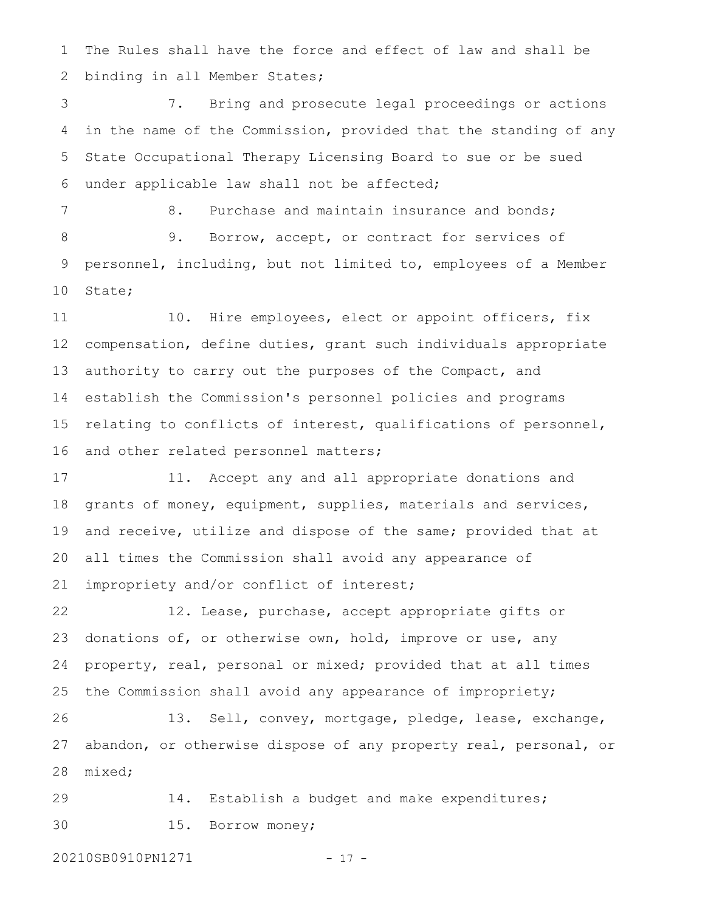The Rules shall have the force and effect of law and shall be binding in all Member States;

7. Bring and prosecute legal proceedings or actions in the name of the Commission, provided that the standing of any State Occupational Therapy Licensing Board to sue or be sued under applicable law shall not be affected;

8. Purchase and maintain insurance and bonds;

9. Borrow, accept, or contract for services of personnel, including, but not limited to, employees of a Member State;

10. Hire employees, elect or appoint officers, fix compensation, define duties, grant such individuals appropriate authority to carry out the purposes of the Compact, and establish the Commission's personnel policies and programs relating to conflicts of interest, qualifications of personnel, and other related personnel matters;

11. Accept any and all appropriate donations and grants of money, equipment, supplies, materials and services, and receive, utilize and dispose of the same; provided that at all times the Commission shall avoid any appearance of impropriety and/or conflict of interest;

12. Lease, purchase, accept appropriate gifts or donations of, or otherwise own, hold, improve or use, any property, real, personal or mixed; provided that at all times the Commission shall avoid any appearance of impropriety;

13. Sell, convey, mortgage, pledge, lease, exchange, abandon, or otherwise dispose of any property real, personal, or mixed;

14. Establish a budget and make expenditures;

15. Borrow money;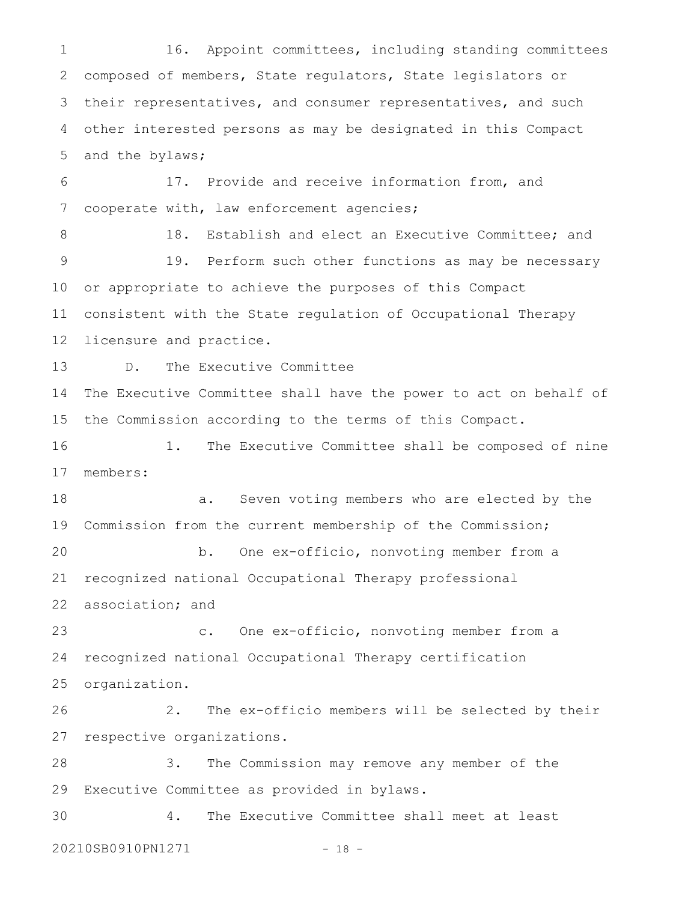16. Appoint committees, including standing committees composed of members, State regulators, State legislators or their representatives, and consumer representatives, and such other interested persons as may be designated in this Compact and the bylaws;

17. Provide and receive information from, and cooperate with, law enforcement agencies;

18. Establish and elect an Executive Committee; and

19. Perform such other functions as may be necessary or appropriate to achieve the purposes of this Compact consistent with the State regulation of Occupational Therapy licensure and practice.

D. The Executive Committee

The Executive Committee shall have the power to act on behalf of the Commission according to the terms of this Compact.

1. The Executive Committee shall be composed of nine members:

a. Seven voting members who are elected by the Commission from the current membership of the Commission;

b. One ex-officio, nonvoting member from a recognized national Occupational Therapy professional association; and

c. One ex-officio, nonvoting member from a recognized national Occupational Therapy certification organization.

2. The ex-officio members will be selected by their respective organizations.

3. The Commission may remove any member of the Executive Committee as provided in bylaws.

4. The Executive Committee shall meet at least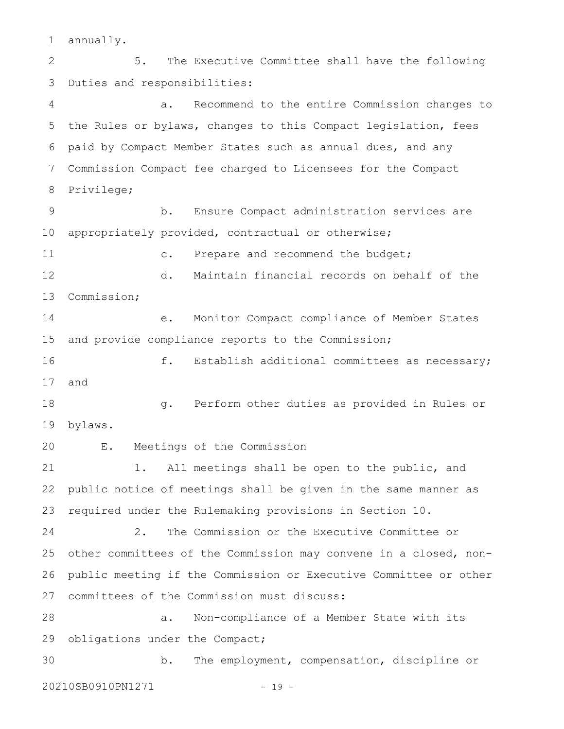annually.

5. The Executive Committee shall have the following Duties and responsibilities:

a. Recommend to the entire Commission changes to the Rules or bylaws, changes to this Compact legislation, fees paid by Compact Member States such as annual dues, and any Commission Compact fee charged to Licensees for the Compact Privilege;

b. Ensure Compact administration services are appropriately provided, contractual or otherwise;

c. Prepare and recommend the budget;

d. Maintain financial records on behalf of the Commission;

e. Monitor Compact compliance of Member States and provide compliance reports to the Commission;

f. Establish additional committees as necessary; and

g. Perform other duties as provided in Rules or bylaws.

E. Meetings of the Commission

1. All meetings shall be open to the public, and public notice of meetings shall be given in the same manner as required under the Rulemaking provisions in Section 10.

2. The Commission or the Executive Committee or other committees of the Commission may convene in a closed, non-public meeting if the Commission or Executive Committee or other committees of the Commission must discuss:

a. Non-compliance of a Member State with its obligations under the Compact;

b. The employment, compensation, discipline or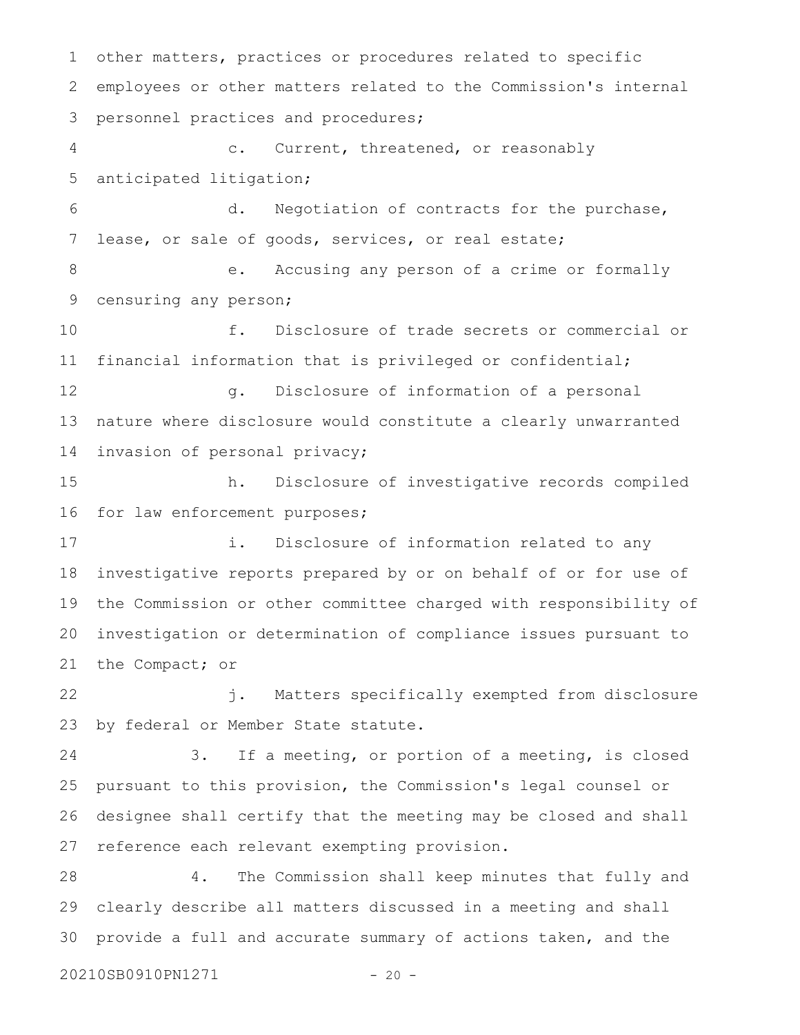other matters, practices or procedures related to specific employees or other matters related to the Commission's internal personnel practices and procedures;

c. Current, threatened, or reasonably anticipated litigation;

d. Negotiation of contracts for the purchase, lease, or sale of goods, services, or real estate;

e. Accusing any person of a crime or formally censuring any person;

f. Disclosure of trade secrets or commercial or financial information that is privileged or confidential;

g. Disclosure of information of a personal nature where disclosure would constitute a clearly unwarranted invasion of personal privacy;

h. Disclosure of investigative records compiled for law enforcement purposes;

i. Disclosure of information related to any investigative reports prepared by or on behalf of or for use of the Commission or other committee charged with responsibility of investigation or determination of compliance issues pursuant to the Compact; or

j. Matters specifically exempted from disclosure by federal or Member State statute.

3. If a meeting, or portion of a meeting, is closed pursuant to this provision, the Commission's legal counsel or designee shall certify that the meeting may be closed and shall reference each relevant exempting provision.

4. The Commission shall keep minutes that fully and clearly describe all matters discussed in a meeting and shall provide a full and accurate summary of actions taken, and the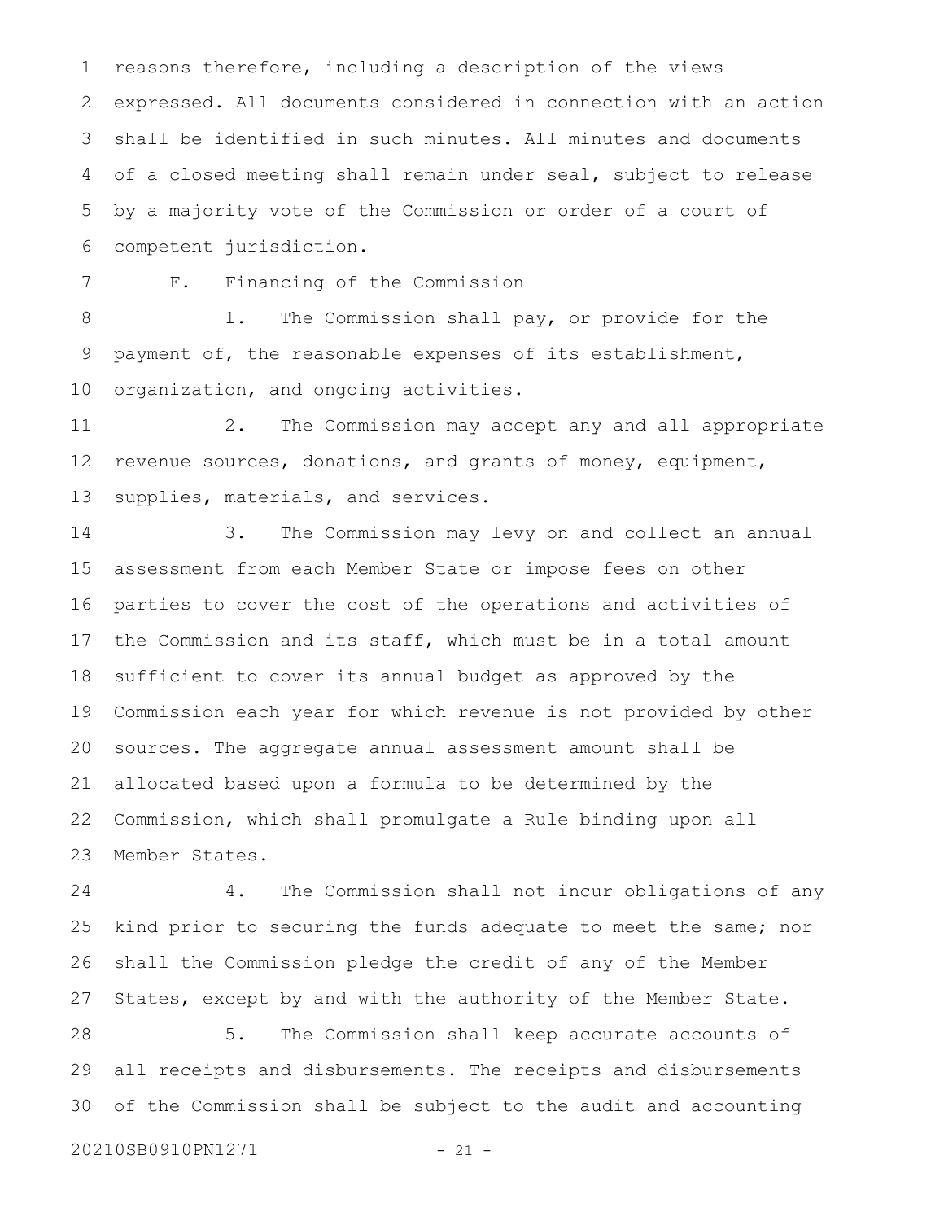reasons therefore, including a description of the views expressed. All documents considered in connection with an action shall be identified in such minutes. All minutes and documents of a closed meeting shall remain under seal, subject to release by a majority vote of the Commission or order of a court of competent jurisdiction.

F. Financing of the Commission

1. The Commission shall pay, or provide for the payment of, the reasonable expenses of its establishment, organization, and ongoing activities.

2. The Commission may accept any and all appropriate revenue sources, donations, and grants of money, equipment, supplies, materials, and services.

3. The Commission may levy on and collect an annual assessment from each Member State or impose fees on other parties to cover the cost of the operations and activities of the Commission and its staff, which must be in a total amount sufficient to cover its annual budget as approved by the Commission each year for which revenue is not provided by other sources. The aggregate annual assessment amount shall be allocated based upon a formula to be determined by the Commission, which shall promulgate a Rule binding upon all Member States.

4. The Commission shall not incur obligations of any kind prior to securing the funds adequate to meet the same; nor shall the Commission pledge the credit of any of the Member States, except by and with the authority of the Member State.

5. The Commission shall keep accurate accounts of all receipts and disbursements. The receipts and disbursements of the Commission shall be subject to the audit and accounting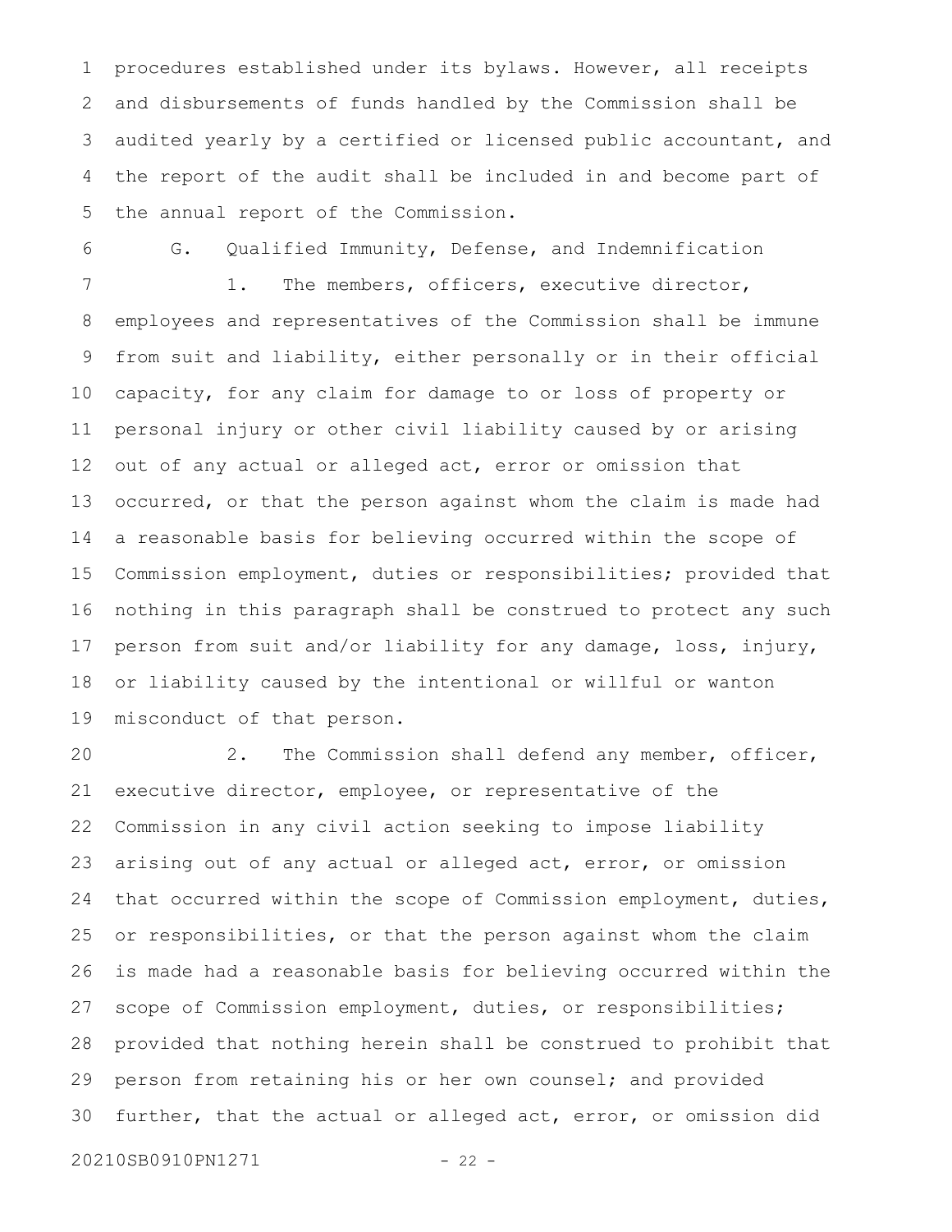procedures established under its bylaws. However, all receipts and disbursements of funds handled by the Commission shall be audited yearly by a certified or licensed public accountant, and the report of the audit shall be included in and become part of the annual report of the Commission.

G. Qualified Immunity, Defense, and Indemnification

1. The members, officers, executive director, employees and representatives of the Commission shall be immune from suit and liability, either personally or in their official capacity, for any claim for damage to or loss of property or personal injury or other civil liability caused by or arising out of any actual or alleged act, error or omission that occurred, or that the person against whom the claim is made had a reasonable basis for believing occurred within the scope of Commission employment, duties or responsibilities; provided that nothing in this paragraph shall be construed to protect any such person from suit and/or liability for any damage, loss, injury, or liability caused by the intentional or willful or wanton misconduct of that person.

2. The Commission shall defend any member, officer, executive director, employee, or representative of the Commission in any civil action seeking to impose liability arising out of any actual or alleged act, error, or omission that occurred within the scope of Commission employment, duties, or responsibilities, or that the person against whom the claim is made had a reasonable basis for believing occurred within the scope of Commission employment, duties, or responsibilities; provided that nothing herein shall be construed to prohibit that person from retaining his or her own counsel; and provided further, that the actual or alleged act, error, or omission did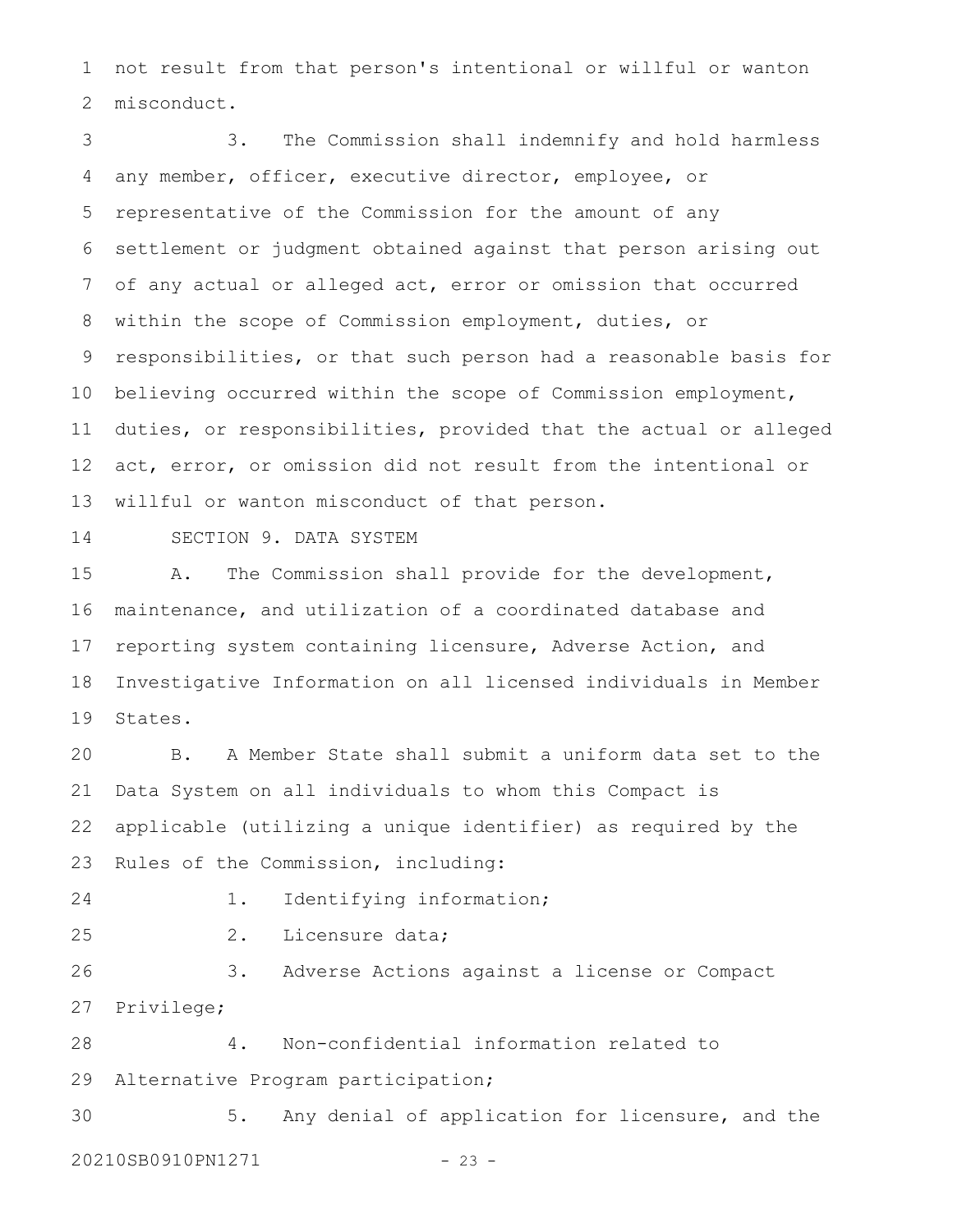not result from that person's intentional or willful or wanton misconduct.

3. The Commission shall indemnify and hold harmless any member, officer, executive director, employee, or representative of the Commission for the amount of any settlement or judgment obtained against that person arising out of any actual or alleged act, error or omission that occurred within the scope of Commission employment, duties, or responsibilities, or that such person had a reasonable basis for believing occurred within the scope of Commission employment, duties, or responsibilities, provided that the actual or alleged act, error, or omission did not result from the intentional or willful or wanton misconduct of that person.

SECTION 9. DATA SYSTEM

A. The Commission shall provide for the development, maintenance, and utilization of a coordinated database and reporting system containing licensure, Adverse Action, and Investigative Information on all licensed individuals in Member States.

B. A Member State shall submit a uniform data set to the Data System on all individuals to whom this Compact is applicable (utilizing a unique identifier) as required by the Rules of the Commission, including:

1. Identifying information;

2. Licensure data;

3. Adverse Actions against a license or Compact Privilege;

4. Non-confidential information related to Alternative Program participation;

5. Any denial of application for licensure, and the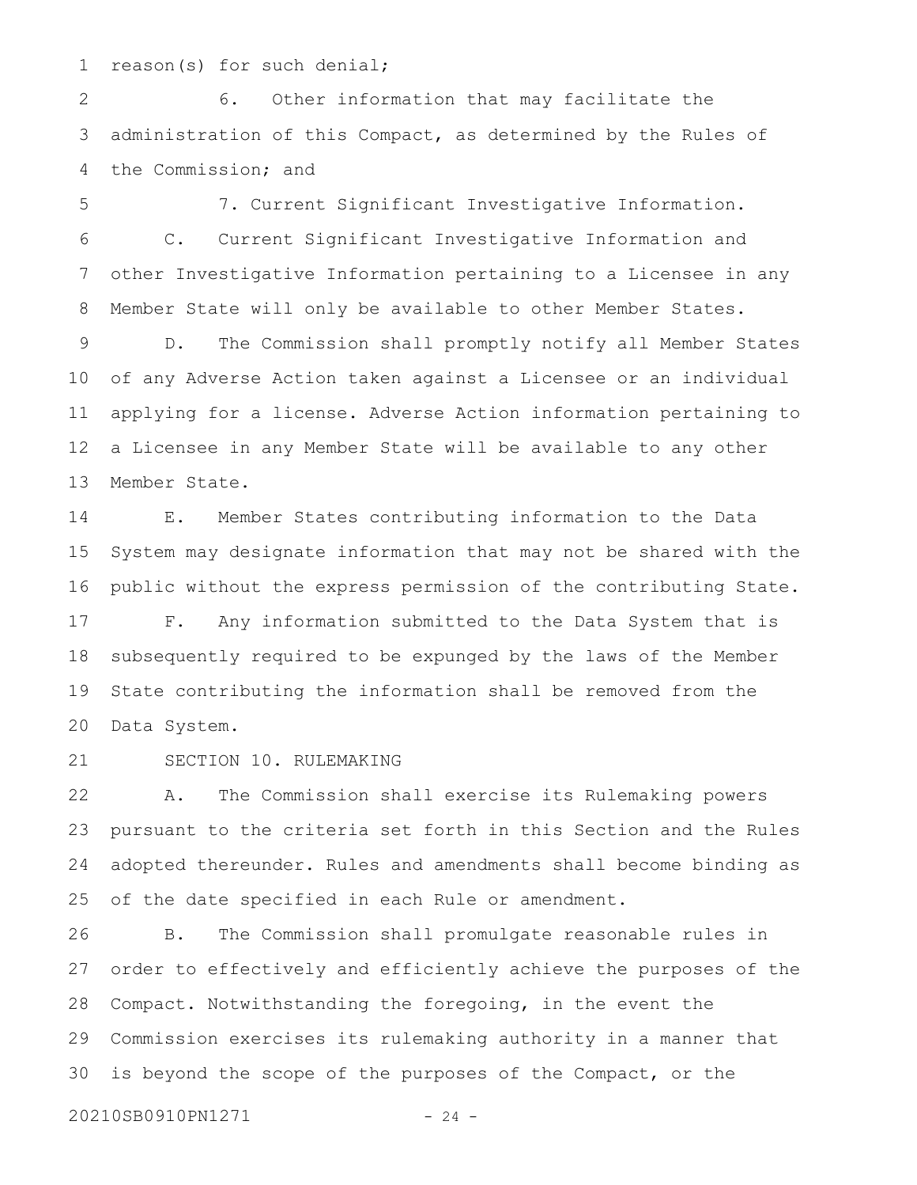reason(s) for such denial;

6. Other information that may facilitate the administration of this Compact, as determined by the Rules of the Commission; and

7. Current Significant Investigative Information.

C. Current Significant Investigative Information and other Investigative Information pertaining to a Licensee in any Member State will only be available to other Member States.

D. The Commission shall promptly notify all Member States of any Adverse Action taken against a Licensee or an individual applying for a license. Adverse Action information pertaining to a Licensee in any Member State will be available to any other Member State.

E. Member States contributing information to the Data System may designate information that may not be shared with the public without the express permission of the contributing State.

F. Any information submitted to the Data System that is subsequently required to be expunged by the laws of the Member State contributing the information shall be removed from the Data System.

SECTION 10. RULEMAKING

A. The Commission shall exercise its Rulemaking powers pursuant to the criteria set forth in this Section and the Rules adopted thereunder. Rules and amendments shall become binding as of the date specified in each Rule or amendment.

B. The Commission shall promulgate reasonable rules in order to effectively and efficiently achieve the purposes of the Compact. Notwithstanding the foregoing, in the event the Commission exercises its rulemaking authority in a manner that is beyond the scope of the purposes of the Compact, or the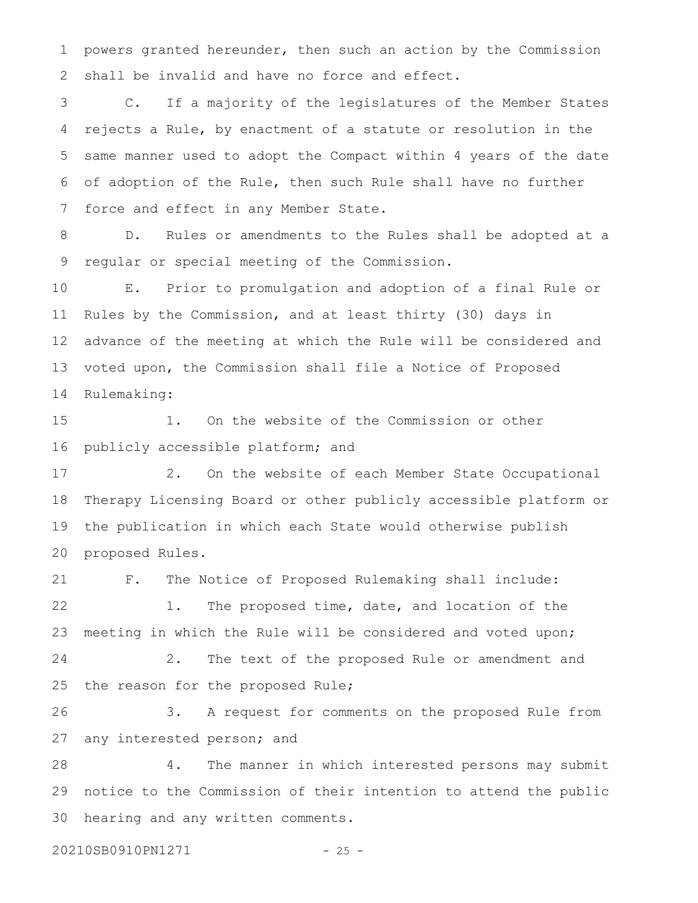powers granted hereunder, then such an action by the Commission shall be invalid and have no force and effect.

C. If a majority of the legislatures of the Member States rejects a Rule, by enactment of a statute or resolution in the same manner used to adopt the Compact within 4 years of the date of adoption of the Rule, then such Rule shall have no further force and effect in any Member State.

D. Rules or amendments to the Rules shall be adopted at a regular or special meeting of the Commission.

E. Prior to promulgation and adoption of a final Rule or Rules by the Commission, and at least thirty (30) days in advance of the meeting at which the Rule will be considered and voted upon, the Commission shall file a Notice of Proposed Rulemaking:

1. On the website of the Commission or other publicly accessible platform; and

2. On the website of each Member State Occupational Therapy Licensing Board or other publicly accessible platform or the publication in which each State would otherwise publish proposed Rules.

F. The Notice of Proposed Rulemaking shall include:

1. The proposed time, date, and location of the meeting in which the Rule will be considered and voted upon;

2. The text of the proposed Rule or amendment and the reason for the proposed Rule;

3. A request for comments on the proposed Rule from any interested person; and

4. The manner in which interested persons may submit notice to the Commission of their intention to attend the public hearing and any written comments.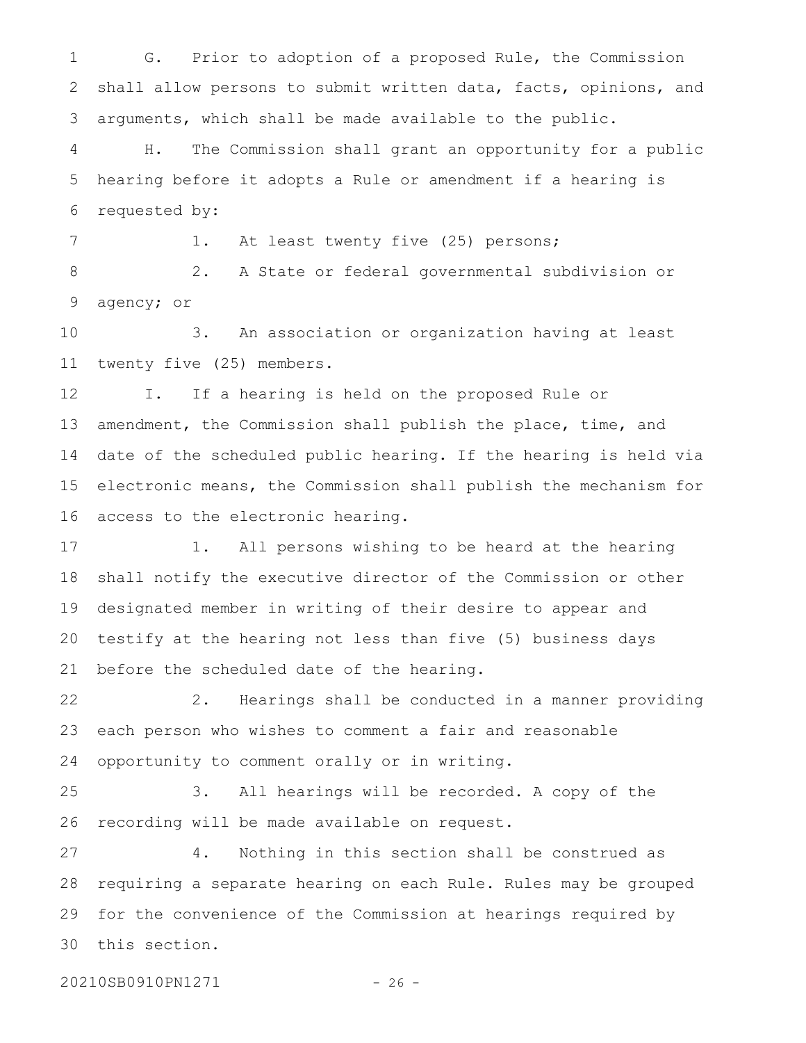G. Prior to adoption of a proposed Rule, the Commission shall allow persons to submit written data, facts, opinions, and arguments, which shall be made available to the public.

H. The Commission shall grant an opportunity for a public hearing before it adopts a Rule or amendment if a hearing is requested by:

1. At least twenty five (25) persons;

2. A State or federal governmental subdivision or agency; or

3. An association or organization having at least twenty five (25) members.

I. If a hearing is held on the proposed Rule or amendment, the Commission shall publish the place, time, and date of the scheduled public hearing. If the hearing is held via electronic means, the Commission shall publish the mechanism for access to the electronic hearing.

1. All persons wishing to be heard at the hearing shall notify the executive director of the Commission or other designated member in writing of their desire to appear and testify at the hearing not less than five (5) business days before the scheduled date of the hearing.

2. Hearings shall be conducted in a manner providing each person who wishes to comment a fair and reasonable opportunity to comment orally or in writing.

3. All hearings will be recorded. A copy of the recording will be made available on request.

4. Nothing in this section shall be construed as requiring a separate hearing on each Rule. Rules may be grouped for the convenience of the Commission at hearings required by this section.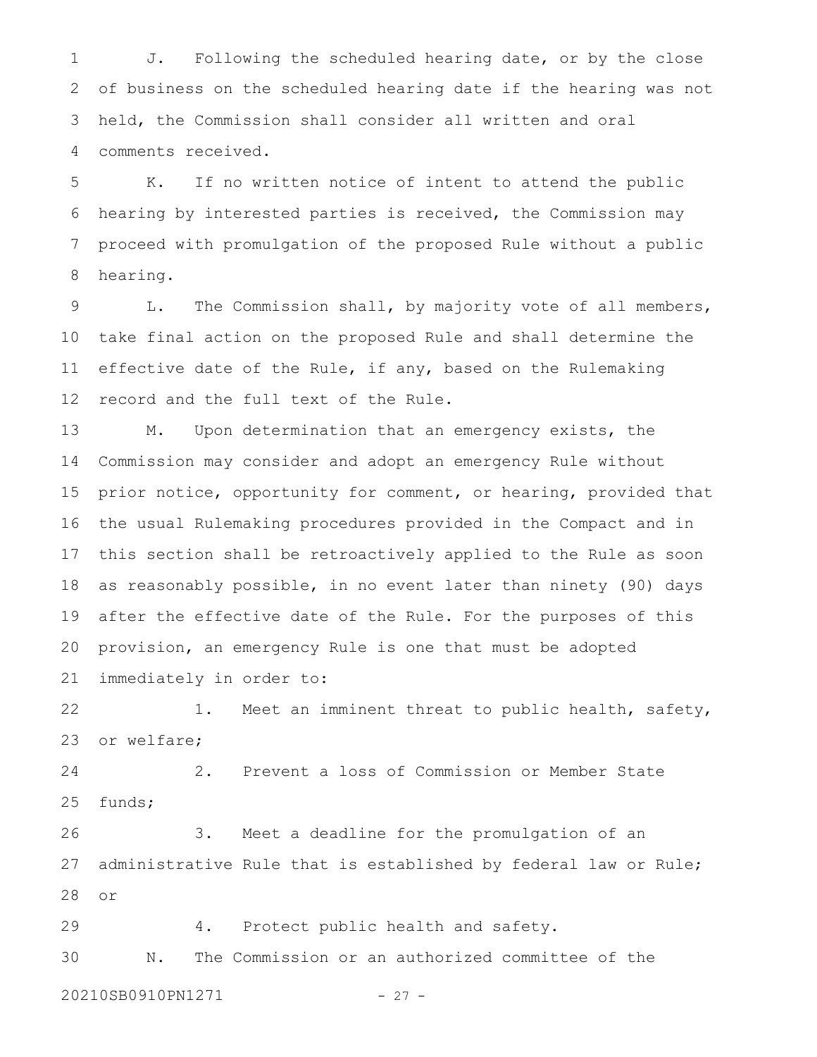J. Following the scheduled hearing date, or by the close of business on the scheduled hearing date if the hearing was not held, the Commission shall consider all written and oral comments received.

K. If no written notice of intent to attend the public hearing by interested parties is received, the Commission may proceed with promulgation of the proposed Rule without a public hearing.

L. The Commission shall, by majority vote of all members, take final action on the proposed Rule and shall determine the effective date of the Rule, if any, based on the Rulemaking record and the full text of the Rule.

M. Upon determination that an emergency exists, the Commission may consider and adopt an emergency Rule without prior notice, opportunity for comment, or hearing, provided that the usual Rulemaking procedures provided in the Compact and in this section shall be retroactively applied to the Rule as soon as reasonably possible, in no event later than ninety (90) days after the effective date of the Rule. For the purposes of this provision, an emergency Rule is one that must be adopted immediately in order to:

1. Meet an imminent threat to public health, safety, or welfare;

2. Prevent a loss of Commission or Member State funds;

3. Meet a deadline for the promulgation of an administrative Rule that is established by federal law or Rule; or

4. Protect public health and safety.

N. The Commission or an authorized committee of the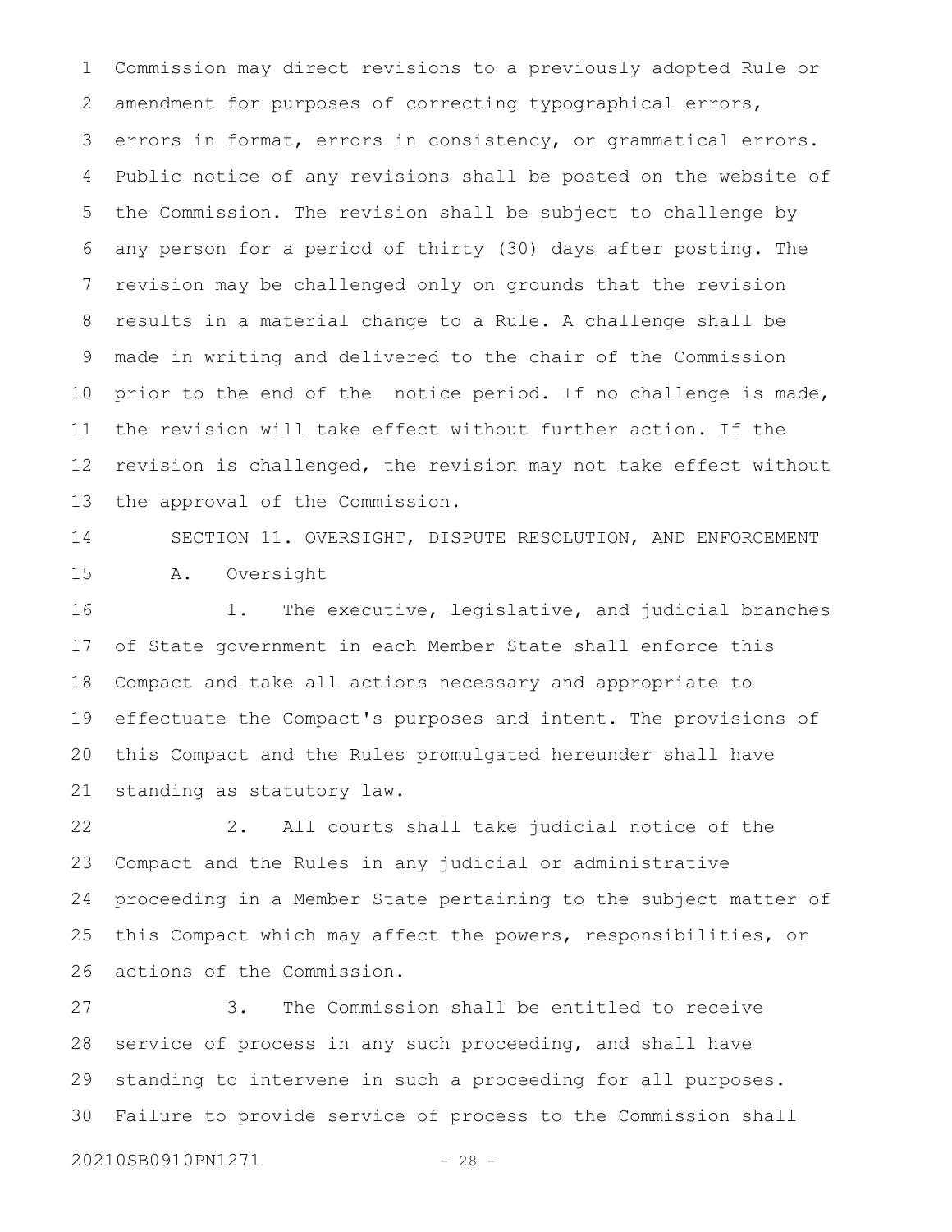Commission may direct revisions to a previously adopted Rule or amendment for purposes of correcting typographical errors, errors in format, errors in consistency, or grammatical errors. Public notice of any revisions shall be posted on the website of the Commission. The revision shall be subject to challenge by any person for a period of thirty (30) days after posting. The revision may be challenged only on grounds that the revision results in a material change to a Rule. A challenge shall be made in writing and delivered to the chair of the Commission prior to the end of the notice period. If no challenge is made, the revision will take effect without further action. If the revision is challenged, the revision may not take effect without the approval of the Commission.

SECTION 11. OVERSIGHT, DISPUTE RESOLUTION, AND ENFORCEMENT

A. Oversight

1. The executive, legislative, and judicial branches of State government in each Member State shall enforce this Compact and take all actions necessary and appropriate to effectuate the Compact's purposes and intent. The provisions of this Compact and the Rules promulgated hereunder shall have standing as statutory law.

2. All courts shall take judicial notice of the Compact and the Rules in any judicial or administrative proceeding in a Member State pertaining to the subject matter of this Compact which may affect the powers, responsibilities, or actions of the Commission.

3. The Commission shall be entitled to receive service of process in any such proceeding, and shall have standing to intervene in such a proceeding for all purposes. Failure to provide service of process to the Commission shall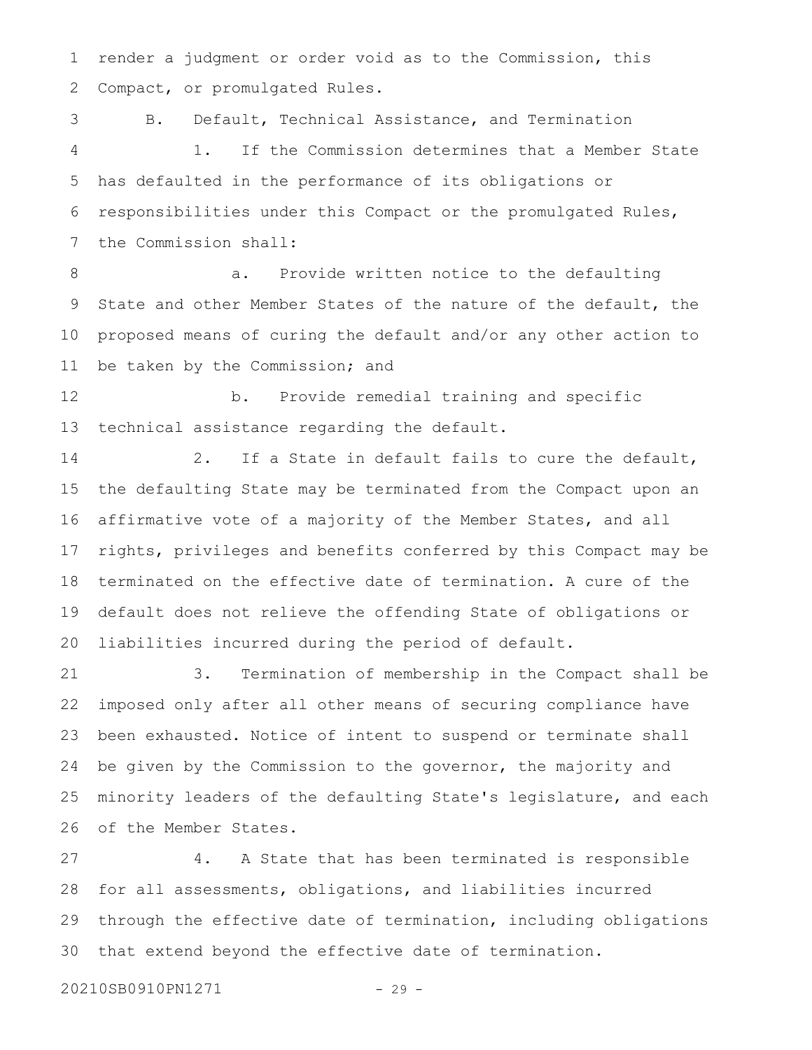render a judgment or order void as to the Commission, this Compact, or promulgated Rules.

B. Default, Technical Assistance, and Termination

1. If the Commission determines that a Member State has defaulted in the performance of its obligations or responsibilities under this Compact or the promulgated Rules, the Commission shall:

a. Provide written notice to the defaulting State and other Member States of the nature of the default, the proposed means of curing the default and/or any other action to be taken by the Commission; and

b. Provide remedial training and specific technical assistance regarding the default.

2. If a State in default fails to cure the default, the defaulting State may be terminated from the Compact upon an affirmative vote of a majority of the Member States, and all rights, privileges and benefits conferred by this Compact may be terminated on the effective date of termination. A cure of the default does not relieve the offending State of obligations or liabilities incurred during the period of default.

3. Termination of membership in the Compact shall be imposed only after all other means of securing compliance have been exhausted. Notice of intent to suspend or terminate shall be given by the Commission to the governor, the majority and minority leaders of the defaulting State's legislature, and each of the Member States.

4. A State that has been terminated is responsible for all assessments, obligations, and liabilities incurred through the effective date of termination, including obligations that extend beyond the effective date of termination.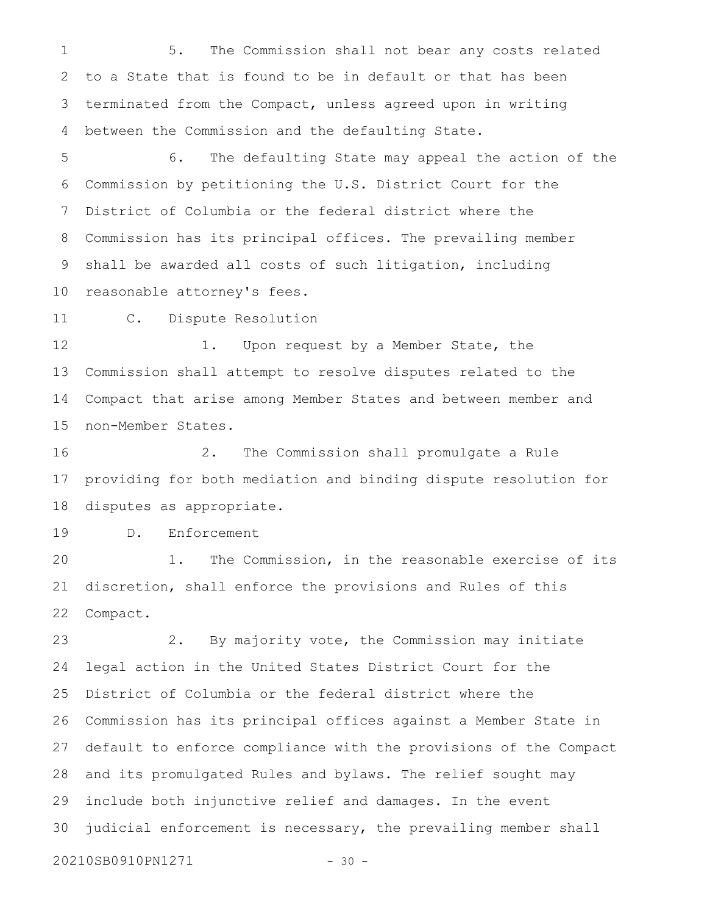5. The Commission shall not bear any costs related to a State that is found to be in default or that has been terminated from the Compact, unless agreed upon in writing between the Commission and the defaulting State.

6. The defaulting State may appeal the action of the Commission by petitioning the U.S. District Court for the District of Columbia or the federal district where the Commission has its principal offices. The prevailing member shall be awarded all costs of such litigation, including reasonable attorney's fees.

C. Dispute Resolution

1. Upon request by a Member State, the Commission shall attempt to resolve disputes related to the Compact that arise among Member States and between member and non-Member States.

2. The Commission shall promulgate a Rule providing for both mediation and binding dispute resolution for disputes as appropriate.

D. Enforcement

1. The Commission, in the reasonable exercise of its discretion, shall enforce the provisions and Rules of this Compact.

2. By majority vote, the Commission may initiate legal action in the United States District Court for the District of Columbia or the federal district where the Commission has its principal offices against a Member State in default to enforce compliance with the provisions of the Compact and its promulgated Rules and bylaws. The relief sought may include both injunctive relief and damages. In the event judicial enforcement is necessary, the prevailing member shall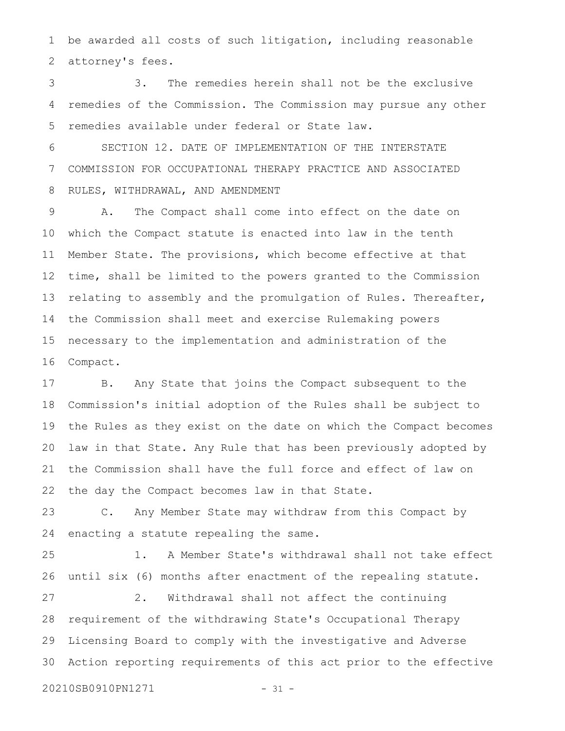be awarded all costs of such litigation, including reasonable attorney's fees.

3. The remedies herein shall not be the exclusive remedies of the Commission. The Commission may pursue any other remedies available under federal or State law.

SECTION 12. DATE OF IMPLEMENTATION OF THE INTERSTATE COMMISSION FOR OCCUPATIONAL THERAPY PRACTICE AND ASSOCIATED RULES, WITHDRAWAL, AND AMENDMENT

A. The Compact shall come into effect on the date on which the Compact statute is enacted into law in the tenth Member State. The provisions, which become effective at that time, shall be limited to the powers granted to the Commission relating to assembly and the promulgation of Rules. Thereafter, the Commission shall meet and exercise Rulemaking powers necessary to the implementation and administration of the Compact.

B. Any State that joins the Compact subsequent to the Commission's initial adoption of the Rules shall be subject to the Rules as they exist on the date on which the Compact becomes law in that State. Any Rule that has been previously adopted by the Commission shall have the full force and effect of law on the day the Compact becomes law in that State.

C. Any Member State may withdraw from this Compact by enacting a statute repealing the same.

1. A Member State's withdrawal shall not take effect until six (6) months after enactment of the repealing statute.

2. Withdrawal shall not affect the continuing requirement of the withdrawing State's Occupational Therapy Licensing Board to comply with the investigative and Adverse Action reporting requirements of this act prior to the effective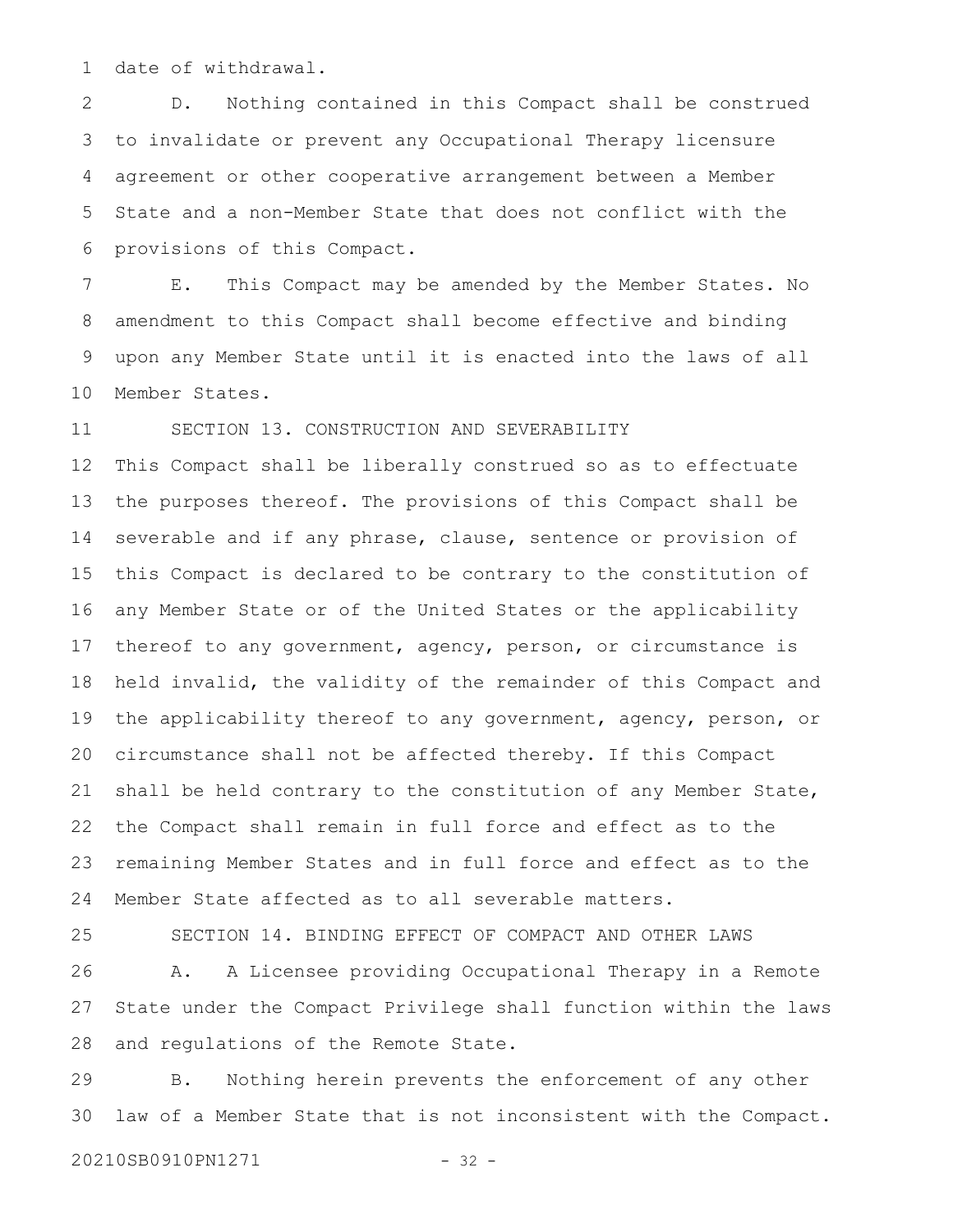date of withdrawal.

D. Nothing contained in this Compact shall be construed to invalidate or prevent any Occupational Therapy licensure agreement or other cooperative arrangement between a Member State and a non-Member State that does not conflict with the provisions of this Compact.

E. This Compact may be amended by the Member States. No amendment to this Compact shall become effective and binding upon any Member State until it is enacted into the laws of all Member States.

SECTION 13. CONSTRUCTION AND SEVERABILITY

This Compact shall be liberally construed so as to effectuate the purposes thereof. The provisions of this Compact shall be severable and if any phrase, clause, sentence or provision of this Compact is declared to be contrary to the constitution of any Member State or of the United States or the applicability thereof to any government, agency, person, or circumstance is held invalid, the validity of the remainder of this Compact and the applicability thereof to any government, agency, person, or circumstance shall not be affected thereby. If this Compact shall be held contrary to the constitution of any Member State, the Compact shall remain in full force and effect as to the remaining Member States and in full force and effect as to the Member State affected as to all severable matters.

SECTION 14. BINDING EFFECT OF COMPACT AND OTHER LAWS

A. A Licensee providing Occupational Therapy in a Remote State under the Compact Privilege shall function within the laws and regulations of the Remote State.

B. Nothing herein prevents the enforcement of any other law of a Member State that is not inconsistent with the Compact.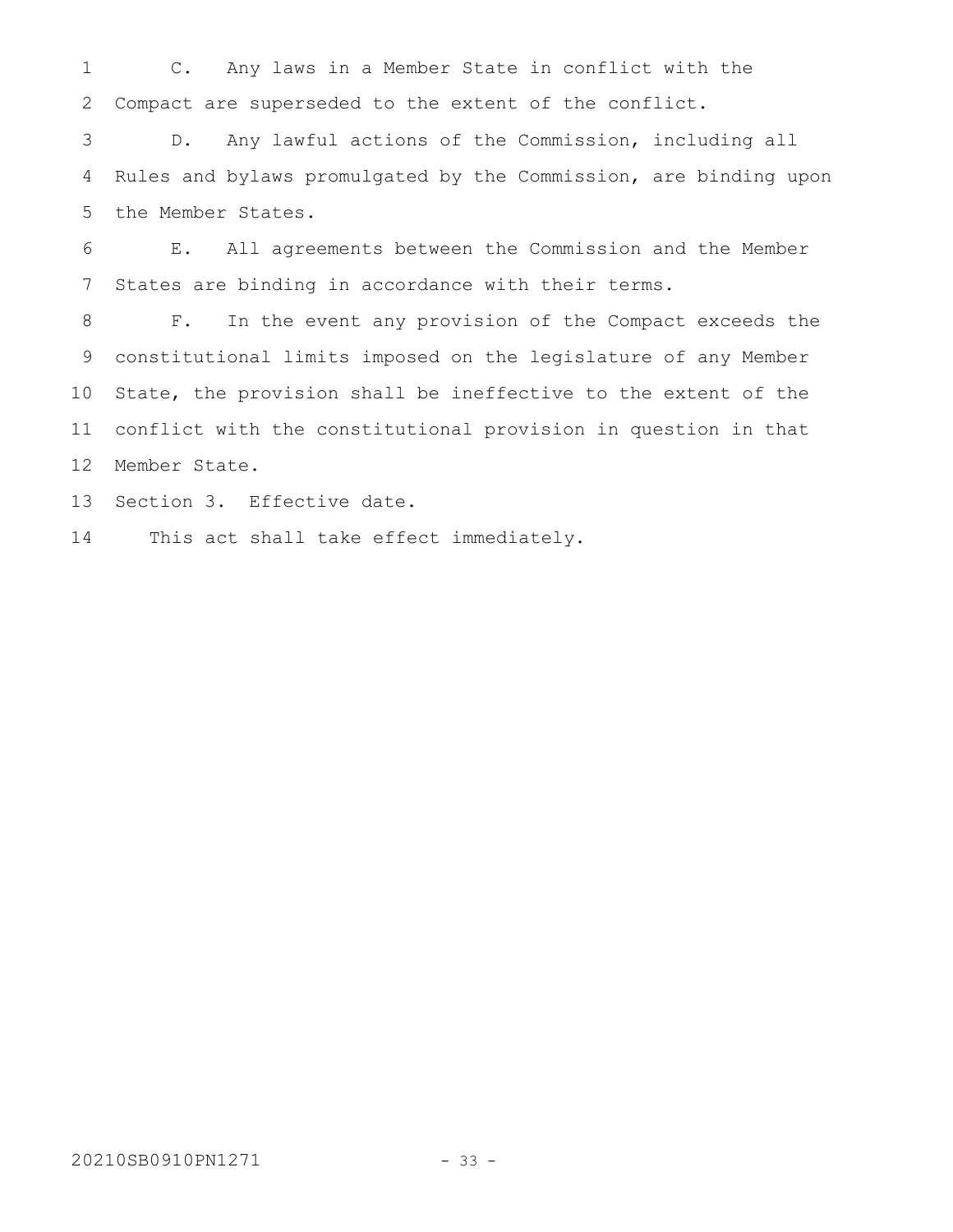C. Any laws in a Member State in conflict with the Compact are superseded to the extent of the conflict.

D. Any lawful actions of the Commission, including all Rules and bylaws promulgated by the Commission, are binding upon the Member States.

E. All agreements between the Commission and the Member States are binding in accordance with their terms.

F. In the event any provision of the Compact exceeds the constitutional limits imposed on the legislature of any Member State, the provision shall be ineffective to the extent of the conflict with the constitutional provision in question in that Member State.

Section 3. Effective date.

This act shall take effect immediately.